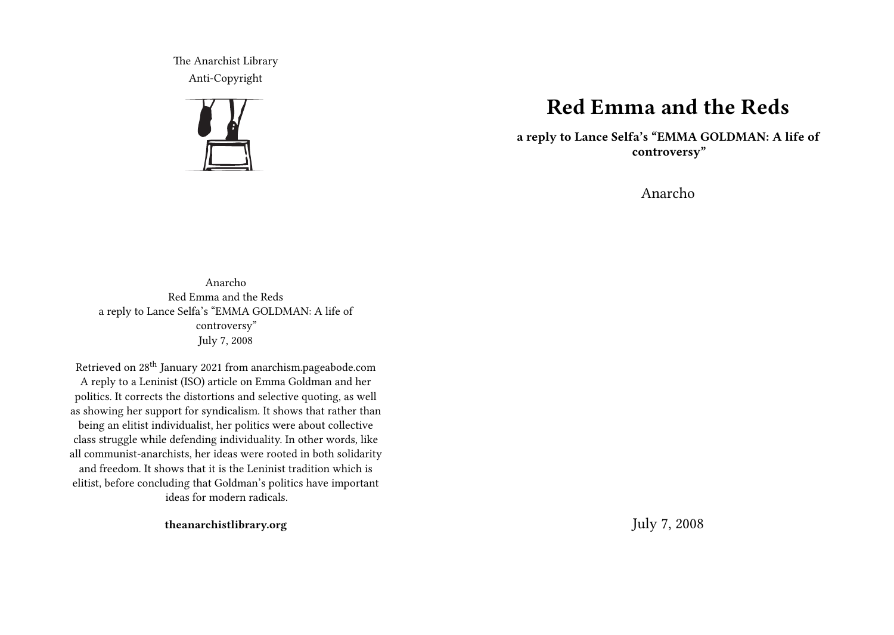The Anarchist Library
Anti-Copyright

Anarcho
Red Emma and the Reds
a reply to Lance Selfa's "EMMA GOLDMAN: A life of controversy"
July 7, 2008

Retrieved on 28th January 2021 from anarchism.pageabode.com
A reply to a Leninist (ISO) article on Emma Goldman and her politics. It corrects the distortions and selective quoting, as well as showing her support for syndicalism. It shows that rather than being an elitist individualist, her politics were about collective class struggle while defending individuality. In other words, like all communist-anarchists, her ideas were rooted in both solidarity and freedom. It shows that it is the Leninist tradition which is elitist, before concluding that Goldman's politics have important ideas for modern radicals.

**theanarchistlibrary.org**

# Red Emma and the Reds

**a reply to Lance Selfa's "EMMA GOLDMAN: A life of controversy"**

Anarcho

July 7, 2008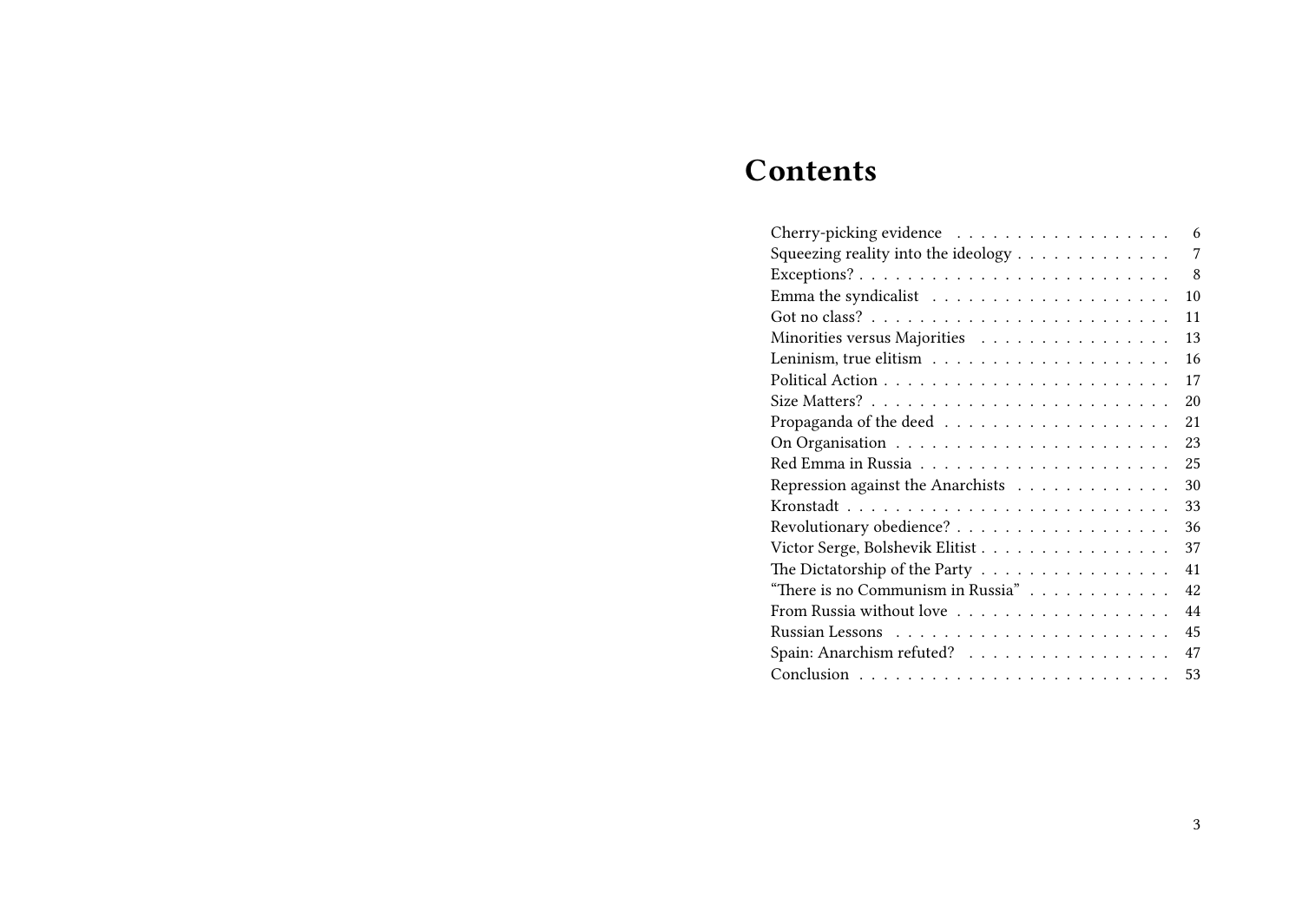# Contents

- Cherry-picking evidence . . . . . . . . . . . . . . . . . . 6
- Squeezing reality into the ideology . . . . . . . . . . . . . 7
- Exceptions? . . . . . . . . . . . . . . . . . . . . . . . . . 8
- Emma the syndicalist . . . . . . . . . . . . . . . . . . . . 10
- Got no class? . . . . . . . . . . . . . . . . . . . . . . . . 11
- Minorities versus Majorities . . . . . . . . . . . . . . . . 13
- Leninism, true elitism . . . . . . . . . . . . . . . . . . . 16
- Political Action . . . . . . . . . . . . . . . . . . . . . . 17
- Size Matters? . . . . . . . . . . . . . . . . . . . . . . . . 20
- Propaganda of the deed . . . . . . . . . . . . . . . . . . . 21
- On Organisation . . . . . . . . . . . . . . . . . . . . . . 23
- Red Emma in Russia . . . . . . . . . . . . . . . . . . . . . 25
- Repression against the Anarchists . . . . . . . . . . . . . 30
- Kronstadt . . . . . . . . . . . . . . . . . . . . . . . . . . 33
- Revolutionary obedience? . . . . . . . . . . . . . . . . . . 36
- Victor Serge, Bolshevik Elitist . . . . . . . . . . . . . . . 37
- The Dictatorship of the Party . . . . . . . . . . . . . . . . 41
- "There is no Communism in Russia" . . . . . . . . . . . . 42
- From Russia without love . . . . . . . . . . . . . . . . . . 44
- Russian Lessons . . . . . . . . . . . . . . . . . . . . . . . 45
- Spain: Anarchism refuted? . . . . . . . . . . . . . . . . . 47
- Conclusion . . . . . . . . . . . . . . . . . . . . . . . . . 53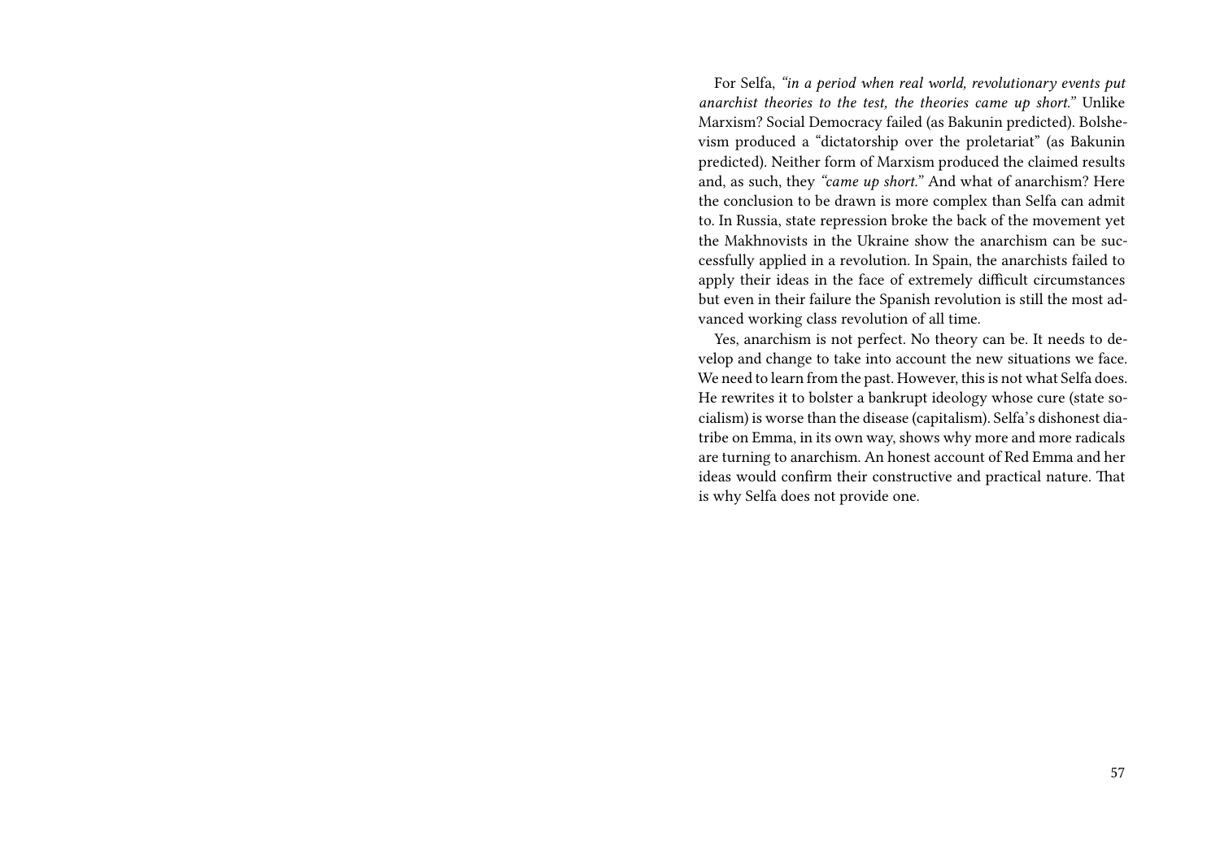For Selfa, *"in a period when real world, revolutionary events put anarchist theories to the test, the theories came up short."* Unlike Marxism? Social Democracy failed (as Bakunin predicted). Bolshevism produced a "dictatorship over the proletariat" (as Bakunin predicted). Neither form of Marxism produced the claimed results and, as such, they *"came up short."* And what of anarchism? Here the conclusion to be drawn is more complex than Selfa can admit to. In Russia, state repression broke the back of the movement yet the Makhnovists in the Ukraine show the anarchism can be successfully applied in a revolution. In Spain, the anarchists failed to apply their ideas in the face of extremely difficult circumstances but even in their failure the Spanish revolution is still the most advanced working class revolution of all time.

Yes, anarchism is not perfect. No theory can be. It needs to develop and change to take into account the new situations we face. We need to learn from the past. However, this is not what Selfa does. He rewrites it to bolster a bankrupt ideology whose cure (state socialism) is worse than the disease (capitalism). Selfa's dishonest diatribe on Emma, in its own way, shows why more and more radicals are turning to anarchism. An honest account of Red Emma and her ideas would confirm their constructive and practical nature. That is why Selfa does not provide one.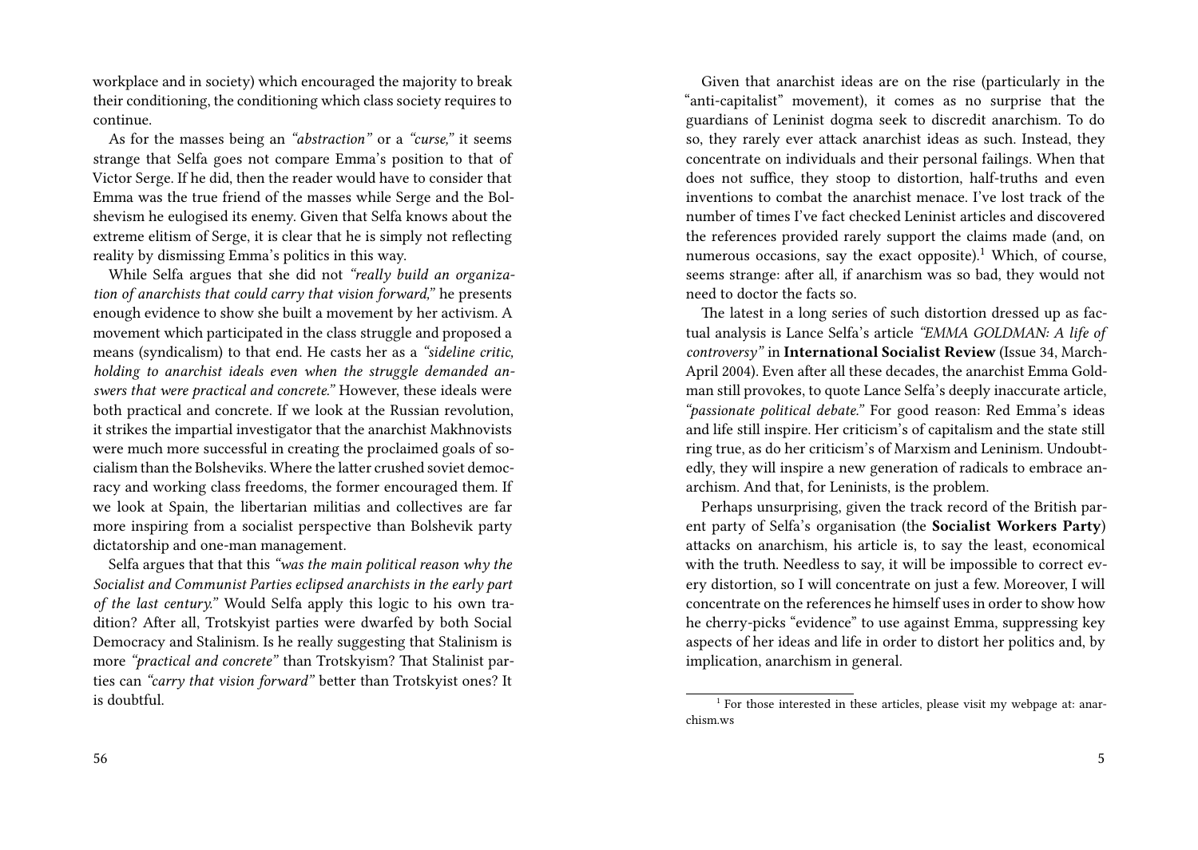workplace and in society) which encouraged the majority to break their conditioning, the conditioning which class society requires to continue.

As for the masses being an *"abstraction"* or a *"curse,"* it seems strange that Selfa goes not compare Emma's position to that of Victor Serge. If he did, then the reader would have to consider that Emma was the true friend of the masses while Serge and the Bolshevism he eulogised its enemy. Given that Selfa knows about the extreme elitism of Serge, it is clear that he is simply not reflecting reality by dismissing Emma's politics in this way.

While Selfa argues that she did not *"really build an organization of anarchists that could carry that vision forward,"* he presents enough evidence to show she built a movement by her activism. A movement which participated in the class struggle and proposed a means (syndicalism) to that end. He casts her as a *"sideline critic, holding to anarchist ideals even when the struggle demanded answers that were practical and concrete."* However, these ideals were both practical and concrete. If we look at the Russian revolution, it strikes the impartial investigator that the anarchist Makhnovists were much more successful in creating the proclaimed goals of socialism than the Bolsheviks. Where the latter crushed soviet democracy and working class freedoms, the former encouraged them. If we look at Spain, the libertarian militias and collectives are far more inspiring from a socialist perspective than Bolshevik party dictatorship and one-man management.

Selfa argues that that this *"was the main political reason why the Socialist and Communist Parties eclipsed anarchists in the early part of the last century."* Would Selfa apply this logic to his own tradition? After all, Trotskyist parties were dwarfed by both Social Democracy and Stalinism. Is he really suggesting that Stalinism is more *"practical and concrete"* than Trotskyism? That Stalinist parties can *"carry that vision forward"* better than Trotskyist ones? It is doubtful.

Given that anarchist ideas are on the rise (particularly in the "anti-capitalist" movement), it comes as no surprise that the guardians of Leninist dogma seek to discredit anarchism. To do so, they rarely ever attack anarchist ideas as such. Instead, they concentrate on individuals and their personal failings. When that does not suffice, they stoop to distortion, half-truths and even inventions to combat the anarchist menace. I've lost track of the number of times I've fact checked Leninist articles and discovered the references provided rarely support the claims made (and, on numerous occasions, say the exact opposite).[1] Which, of course, seems strange: after all, if anarchism was so bad, they would not need to doctor the facts so.

The latest in a long series of such distortion dressed up as factual analysis is Lance Selfa's article *"EMMA GOLDMAN: A life of controversy"* in **International Socialist Review** (Issue 34, March-April 2004). Even after all these decades, the anarchist Emma Goldman still provokes, to quote Lance Selfa's deeply inaccurate article, *"passionate political debate."* For good reason: Red Emma's ideas and life still inspire. Her criticism's of capitalism and the state still ring true, as do her criticism's of Marxism and Leninism. Undoubtedly, they will inspire a new generation of radicals to embrace anarchism. And that, for Leninists, is the problem.

Perhaps unsurprising, given the track record of the British parent party of Selfa's organisation (the **Socialist Workers Party**) attacks on anarchism, his article is, to say the least, economical with the truth. Needless to say, it will be impossible to correct every distortion, so I will concentrate on just a few. Moreover, I will concentrate on the references he himself uses in order to show how he cherry-picks "evidence" to use against Emma, suppressing key aspects of her ideas and life in order to distort her politics and, by implication, anarchism in general.

[1] For those interested in these articles, please visit my webpage at: anarchism.ws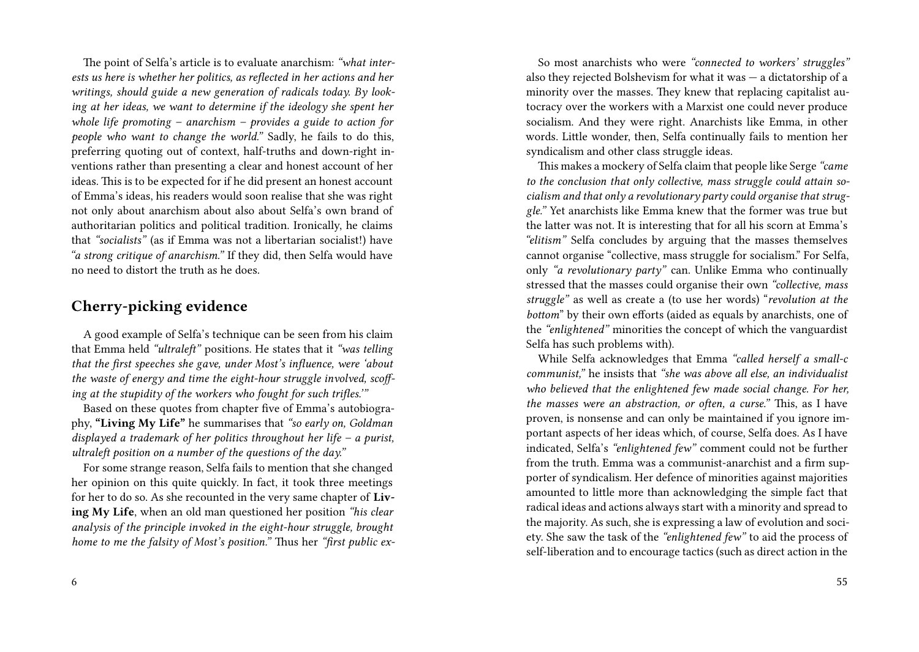The point of Selfa's article is to evaluate anarchism: *"what interests us here is whether her politics, as reflected in her actions and her writings, should guide a new generation of radicals today. By looking at her ideas, we want to determine if the ideology she spent her whole life promoting – anarchism – provides a guide to action for people who want to change the world."* Sadly, he fails to do this, preferring quoting out of context, half-truths and down-right inventions rather than presenting a clear and honest account of her ideas. This is to be expected for if he did present an honest account of Emma's ideas, his readers would soon realise that she was right not only about anarchism about also about Selfa's own brand of authoritarian politics and political tradition. Ironically, he claims that *"socialists"* (as if Emma was not a libertarian socialist!) have *"a strong critique of anarchism."* If they did, then Selfa would have no need to distort the truth as he does.

## Cherry-picking evidence

A good example of Selfa's technique can be seen from his claim that Emma held *"ultraleft"* positions. He states that it *"was telling that the first speeches she gave, under Most's influence, were 'about the waste of energy and time the eight-hour struggle involved, scoffing at the stupidity of the workers who fought for such trifles.'"*

Based on these quotes from chapter five of Emma's autobiography, **"Living My Life"** he summarises that *"so early on, Goldman displayed a trademark of her politics throughout her life – a purist, ultraleft position on a number of the questions of the day."*

For some strange reason, Selfa fails to mention that she changed her opinion on this quite quickly. In fact, it took three meetings for her to do so. As she recounted in the very same chapter of **Living My Life**, when an old man questioned her position *"his clear analysis of the principle invoked in the eight-hour struggle, brought home to me the falsity of Most's position."* Thus her *"first public ex-*

So most anarchists who were *"connected to workers' struggles"* also they rejected Bolshevism for what it was — a dictatorship of a minority over the masses. They knew that replacing capitalist autocracy over the workers with a Marxist one could never produce socialism. And they were right. Anarchists like Emma, in other words. Little wonder, then, Selfa continually fails to mention her syndicalism and other class struggle ideas.

This makes a mockery of Selfa claim that people like Serge *"came to the conclusion that only collective, mass struggle could attain socialism and that only a revolutionary party could organise that struggle."* Yet anarchists like Emma knew that the former was true but the latter was not. It is interesting that for all his scorn at Emma's *"elitism"* Selfa concludes by arguing that the masses themselves cannot organise "collective, mass struggle for socialism." For Selfa, only *"a revolutionary party"* can. Unlike Emma who continually stressed that the masses could organise their own *"collective, mass struggle"* as well as create a (to use her words) "*revolution at the bottom*" by their own efforts (aided as equals by anarchists, one of the *"enlightened"* minorities the concept of which the vanguardist Selfa has such problems with).

While Selfa acknowledges that Emma *"called herself a small-c communist,"* he insists that *"she was above all else, an individualist who believed that the enlightened few made social change. For her, the masses were an abstraction, or often, a curse."* This, as I have proven, is nonsense and can only be maintained if you ignore important aspects of her ideas which, of course, Selfa does. As I have indicated, Selfa's *"enlightened few"* comment could not be further from the truth. Emma was a communist-anarchist and a firm supporter of syndicalism. Her defence of minorities against majorities amounted to little more than acknowledging the simple fact that radical ideas and actions always start with a minority and spread to the majority. As such, she is expressing a law of evolution and society. She saw the task of the *"enlightened few"* to aid the process of self-liberation and to encourage tactics (such as direct action in the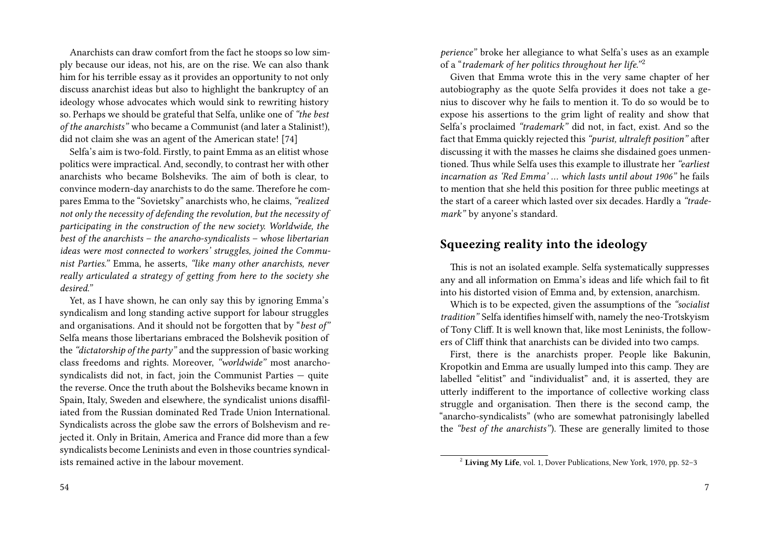Anarchists can draw comfort from the fact he stoops so low simply because our ideas, not his, are on the rise. We can also thank him for his terrible essay as it provides an opportunity to not only discuss anarchist ideas but also to highlight the bankruptcy of an ideology whose advocates which would sink to rewriting history so. Perhaps we should be grateful that Selfa, unlike one of *"the best of the anarchists"* who became a Communist (and later a Stalinist!), did not claim she was an agent of the American state! [74]

Selfa's aim is two-fold. Firstly, to paint Emma as an elitist whose politics were impractical. And, secondly, to contrast her with other anarchists who became Bolsheviks. The aim of both is clear, to convince modern-day anarchists to do the same. Therefore he compares Emma to the "Sovietsky" anarchists who, he claims, *"realized not only the necessity of defending the revolution, but the necessity of participating in the construction of the new society. Worldwide, the best of the anarchists – the anarcho-syndicalists – whose libertarian ideas were most connected to workers' struggles, joined the Communist Parties."* Emma, he asserts, *"like many other anarchists, never really articulated a strategy of getting from here to the society she desired."*

Yet, as I have shown, he can only say this by ignoring Emma's syndicalism and long standing active support for labour struggles and organisations. And it should not be forgotten that by "*best of"* Selfa means those libertarians embraced the Bolshevik position of the *"dictatorship of the party"* and the suppression of basic working class freedoms and rights. Moreover, *"worldwide"* most anarcho-syndicalists did not, in fact, join the Communist Parties — quite the reverse. Once the truth about the Bolsheviks became known in Spain, Italy, Sweden and elsewhere, the syndicalist unions disaffiliated from the Russian dominated Red Trade Union International. Syndicalists across the globe saw the errors of Bolshevism and rejected it. Only in Britain, America and France did more than a few syndicalists become Leninists and even in those countries syndicalists remained active in the labour movement.

*perience"* broke her allegiance to what Selfa's uses as an example of a "*trademark of her politics throughout her life."*[2]

Given that Emma wrote this in the very same chapter of her autobiography as the quote Selfa provides it does not take a genius to discover why he fails to mention it. To do so would be to expose his assertions to the grim light of reality and show that Selfa's proclaimed *"trademark"* did not, in fact, exist. And so the fact that Emma quickly rejected this *"purist, ultraleft position"* after discussing it with the masses he claims she disdained goes unmentioned. Thus while Selfa uses this example to illustrate her *"earliest incarnation as 'Red Emma' … which lasts until about 1906"* he fails to mention that she held this position for three public meetings at the start of a career which lasted over six decades. Hardly a *"trademark"* by anyone's standard.

## Squeezing reality into the ideology

This is not an isolated example. Selfa systematically suppresses any and all information on Emma's ideas and life which fail to fit into his distorted vision of Emma and, by extension, anarchism.

Which is to be expected, given the assumptions of the *"socialist tradition"* Selfa identifies himself with, namely the neo-Trotskyism of Tony Cliff. It is well known that, like most Leninists, the followers of Cliff think that anarchists can be divided into two camps.

First, there is the anarchists proper. People like Bakunin, Kropotkin and Emma are usually lumped into this camp. They are labelled "elitist" and "individualist" and, it is asserted, they are utterly indifferent to the importance of collective working class struggle and organisation. Then there is the second camp, the "anarcho-syndicalists" (who are somewhat patronisingly labelled the *"best of the anarchists"*). These are generally limited to those

[2] **Living My Life**, vol. 1, Dover Publications, New York, 1970, pp. 52–3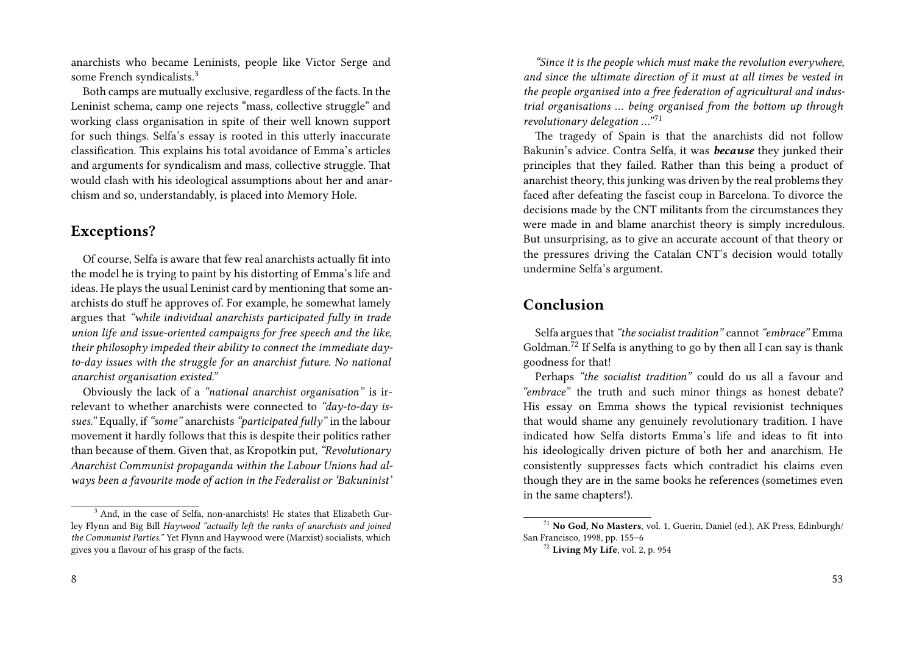anarchists who became Leninists, people like Victor Serge and some French syndicalists.[3]

Both camps are mutually exclusive, regardless of the facts. In the Leninist schema, camp one rejects "mass, collective struggle" and working class organisation in spite of their well known support for such things. Selfa's essay is rooted in this utterly inaccurate classification. This explains his total avoidance of Emma's articles and arguments for syndicalism and mass, collective struggle. That would clash with his ideological assumptions about her and anarchism and so, understandably, is placed into Memory Hole.

## Exceptions?

Of course, Selfa is aware that few real anarchists actually fit into the model he is trying to paint by his distorting of Emma's life and ideas. He plays the usual Leninist card by mentioning that some anarchists do stuff he approves of. For example, he somewhat lamely argues that *"while individual anarchists participated fully in trade union life and issue-oriented campaigns for free speech and the like, their philosophy impeded their ability to connect the immediate day-to-day issues with the struggle for an anarchist future. No national anarchist organisation existed."*

Obviously the lack of a *"national anarchist organisation"* is irrelevant to whether anarchists were connected to *"day-to-day issues."* Equally, if *"some"* anarchists *"participated fully"* in the labour movement it hardly follows that this is despite their politics rather than because of them. Given that, as Kropotkin put, *"Revolutionary Anarchist Communist propaganda within the Labour Unions had always been a favourite mode of action in the Federalist or 'Bakuninist'*

[3] And, in the case of Selfa, non-anarchists! He states that Elizabeth Gurley Flynn and Big Bill *Haywood "actually left the ranks of anarchists and joined the Communist Parties."* Yet Flynn and Haywood were (Marxist) socialists, which gives you a flavour of his grasp of the facts.

*"Since it is the people which must make the revolution everywhere, and since the ultimate direction of it must at all times be vested in the people organised into a free federation of agricultural and industrial organisations … being organised from the bottom up through revolutionary delegation …"*[71]

The tragedy of Spain is that the anarchists did not follow Bakunin's advice. Contra Selfa, it was ***because*** they junked their principles that they failed. Rather than this being a product of anarchist theory, this junking was driven by the real problems they faced after defeating the fascist coup in Barcelona. To divorce the decisions made by the CNT militants from the circumstances they were made in and blame anarchist theory is simply incredulous. But unsurprising, as to give an accurate account of that theory or the pressures driving the Catalan CNT's decision would totally undermine Selfa's argument.

## Conclusion

Selfa argues that *"the socialist tradition"* cannot *"embrace"* Emma Goldman.[72] If Selfa is anything to go by then all I can say is thank goodness for that!

Perhaps *"the socialist tradition"* could do us all a favour and *"embrace"* the truth and such minor things as honest debate? His essay on Emma shows the typical revisionist techniques that would shame any genuinely revolutionary tradition. I have indicated how Selfa distorts Emma's life and ideas to fit into his ideologically driven picture of both her and anarchism. He consistently suppresses facts which contradict his claims even though they are in the same books he references (sometimes even in the same chapters!).

[71] **No God, No Masters**, vol. 1, Guerin, Daniel (ed.), AK Press, Edinburgh/San Francisco, 1998, pp. 155–6

[72] **Living My Life**, vol. 2, p. 954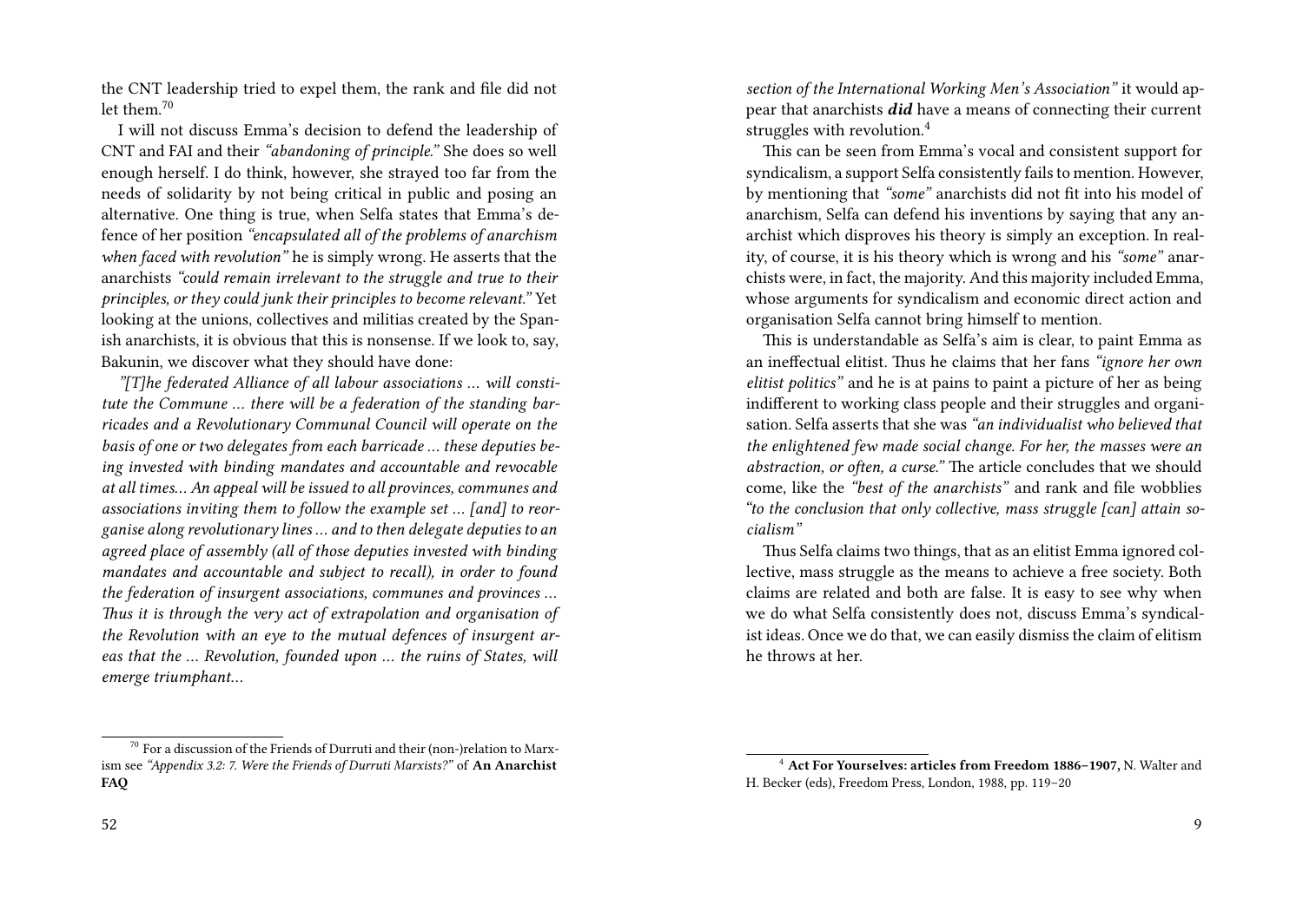the CNT leadership tried to expel them, the rank and file did not let them.[70]

I will not discuss Emma's decision to defend the leadership of CNT and FAI and their *"abandoning of principle."* She does so well enough herself. I do think, however, she strayed too far from the needs of solidarity by not being critical in public and posing an alternative. One thing is true, when Selfa states that Emma's defence of her position *"encapsulated all of the problems of anarchism when faced with revolution"* he is simply wrong. He asserts that the anarchists *"could remain irrelevant to the struggle and true to their principles, or they could junk their principles to become relevant."* Yet looking at the unions, collectives and militias created by the Spanish anarchists, it is obvious that this is nonsense. If we look to, say, Bakunin, we discover what they should have done:

*"[T]he federated Alliance of all labour associations … will constitute the Commune … there will be a federation of the standing barricades and a Revolutionary Communal Council will operate on the basis of one or two delegates from each barricade … these deputies being invested with binding mandates and accountable and revocable at all times… An appeal will be issued to all provinces, communes and associations inviting them to follow the example set … [and] to reorganise along revolutionary lines … and to then delegate deputies to an agreed place of assembly (all of those deputies invested with binding mandates and accountable and subject to recall), in order to found the federation of insurgent associations, communes and provinces … Thus it is through the very act of extrapolation and organisation of the Revolution with an eye to the mutual defences of insurgent areas that the … Revolution, founded upon … the ruins of States, will emerge triumphant…*

[70] For a discussion of the Friends of Durruti and their (non-)relation to Marxism see *"Appendix 3.2: 7. Were the Friends of Durruti Marxists?"* of **An Anarchist FAQ**

*section of the International Working Men's Association"* it would appear that anarchists ***did*** have a means of connecting their current struggles with revolution.[4]

This can be seen from Emma's vocal and consistent support for syndicalism, a support Selfa consistently fails to mention. However, by mentioning that *"some"* anarchists did not fit into his model of anarchism, Selfa can defend his inventions by saying that any anarchist which disproves his theory is simply an exception. In reality, of course, it is his theory which is wrong and his *"some"* anarchists were, in fact, the majority. And this majority included Emma, whose arguments for syndicalism and economic direct action and organisation Selfa cannot bring himself to mention.

This is understandable as Selfa's aim is clear, to paint Emma as an ineffectual elitist. Thus he claims that her fans *"ignore her own elitist politics"* and he is at pains to paint a picture of her as being indifferent to working class people and their struggles and organisation. Selfa asserts that she was *"an individualist who believed that the enlightened few made social change. For her, the masses were an abstraction, or often, a curse."* The article concludes that we should come, like the *"best of the anarchists"* and rank and file wobblies *"to the conclusion that only collective, mass struggle [can] attain socialism"*

Thus Selfa claims two things, that as an elitist Emma ignored collective, mass struggle as the means to achieve a free society. Both claims are related and both are false. It is easy to see why when we do what Selfa consistently does not, discuss Emma's syndicalist ideas. Once we do that, we can easily dismiss the claim of elitism he throws at her.

[4] **Act For Yourselves: articles from Freedom 1886–1907,** N. Walter and H. Becker (eds), Freedom Press, London, 1988, pp. 119–20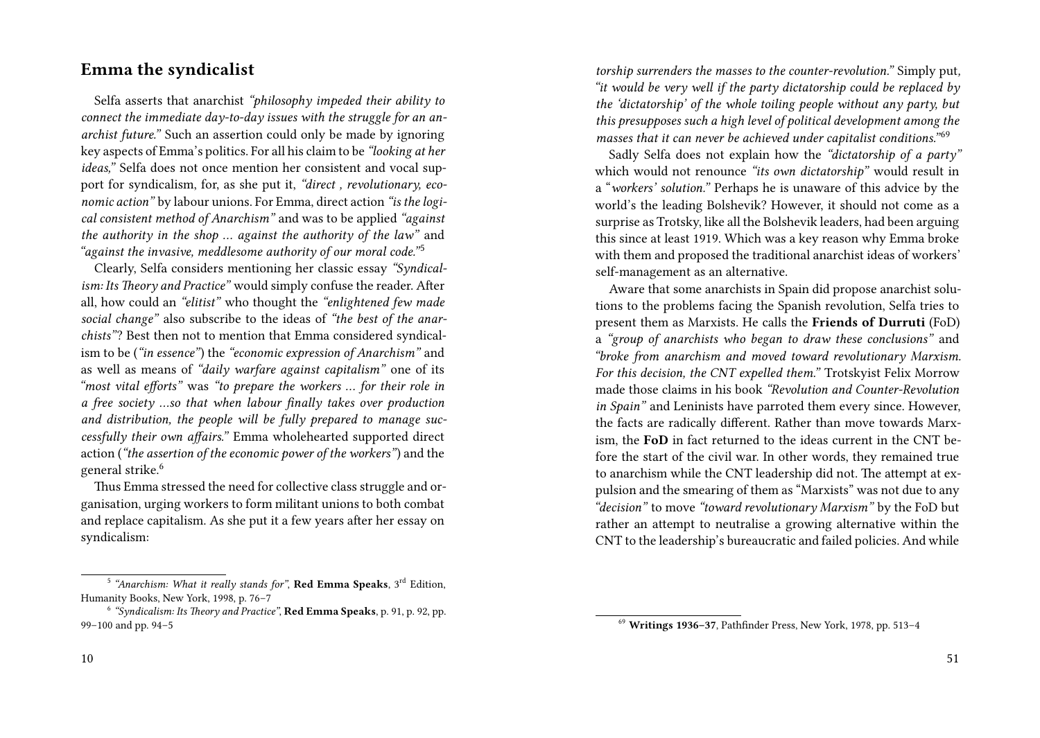## Emma the syndicalist

Selfa asserts that anarchist *"philosophy impeded their ability to connect the immediate day-to-day issues with the struggle for an anarchist future."* Such an assertion could only be made by ignoring key aspects of Emma's politics. For all his claim to be *"looking at her ideas,"* Selfa does not once mention her consistent and vocal support for syndicalism, for, as she put it, *"direct , revolutionary, economic action"* by labour unions. For Emma, direct action *"is the logical consistent method of Anarchism"* and was to be applied *"against the authority in the shop … against the authority of the law"* and *"against the invasive, meddlesome authority of our moral code."*[5]

Clearly, Selfa considers mentioning her classic essay *"Syndicalism: Its Theory and Practice"* would simply confuse the reader. After all, how could an *"elitist"* who thought the *"enlightened few made social change"* also subscribe to the ideas of *"the best of the anarchists"*? Best then not to mention that Emma considered syndicalism to be (*"in essence"*) the *"economic expression of Anarchism"* and as well as means of *"daily warfare against capitalism"* one of its *"most vital efforts"* was *"to prepare the workers … for their role in a free society …so that when labour finally takes over production and distribution, the people will be fully prepared to manage successfully their own affairs."* Emma wholehearted supported direct action (*"the assertion of the economic power of the workers"*) and the general strike.[6]

Thus Emma stressed the need for collective class struggle and organisation, urging workers to form militant unions to both combat and replace capitalism. As she put it a few years after her essay on syndicalism:

[5] *"Anarchism: What it really stands for"*, **Red Emma Speaks**, 3rd Edition, Humanity Books, New York, 1998, p. 76–7

[6] *"Syndicalism: Its Theory and Practice"*, **Red Emma Speaks**, p. 91, p. 92, pp. 99–100 and pp. 94–5

*torship surrenders the masses to the counter-revolution."* Simply put, *"it would be very well if the party dictatorship could be replaced by the 'dictatorship' of the whole toiling people without any party, but this presupposes such a high level of political development among the masses that it can never be achieved under capitalist conditions."*[69]

Sadly Selfa does not explain how the *"dictatorship of a party"* which would not renounce *"its own dictatorship"* would result in a "*workers' solution."* Perhaps he is unaware of this advice by the world's the leading Bolshevik? However, it should not come as a surprise as Trotsky, like all the Bolshevik leaders, had been arguing this since at least 1919. Which was a key reason why Emma broke with them and proposed the traditional anarchist ideas of workers' self-management as an alternative.

Aware that some anarchists in Spain did propose anarchist solutions to the problems facing the Spanish revolution, Selfa tries to present them as Marxists. He calls the **Friends of Durruti** (FoD) a *"group of anarchists who began to draw these conclusions"* and *"broke from anarchism and moved toward revolutionary Marxism. For this decision, the CNT expelled them."* Trotskyist Felix Morrow made those claims in his book *"Revolution and Counter-Revolution in Spain"* and Leninists have parroted them every since. However, the facts are radically different. Rather than move towards Marxism, the **FoD** in fact returned to the ideas current in the CNT before the start of the civil war. In other words, they remained true to anarchism while the CNT leadership did not. The attempt at expulsion and the smearing of them as "Marxists" was not due to any *"decision"* to move *"toward revolutionary Marxism"* by the FoD but rather an attempt to neutralise a growing alternative within the CNT to the leadership's bureaucratic and failed policies. And while

[69] **Writings 1936–37**, Pathfinder Press, New York, 1978, pp. 513–4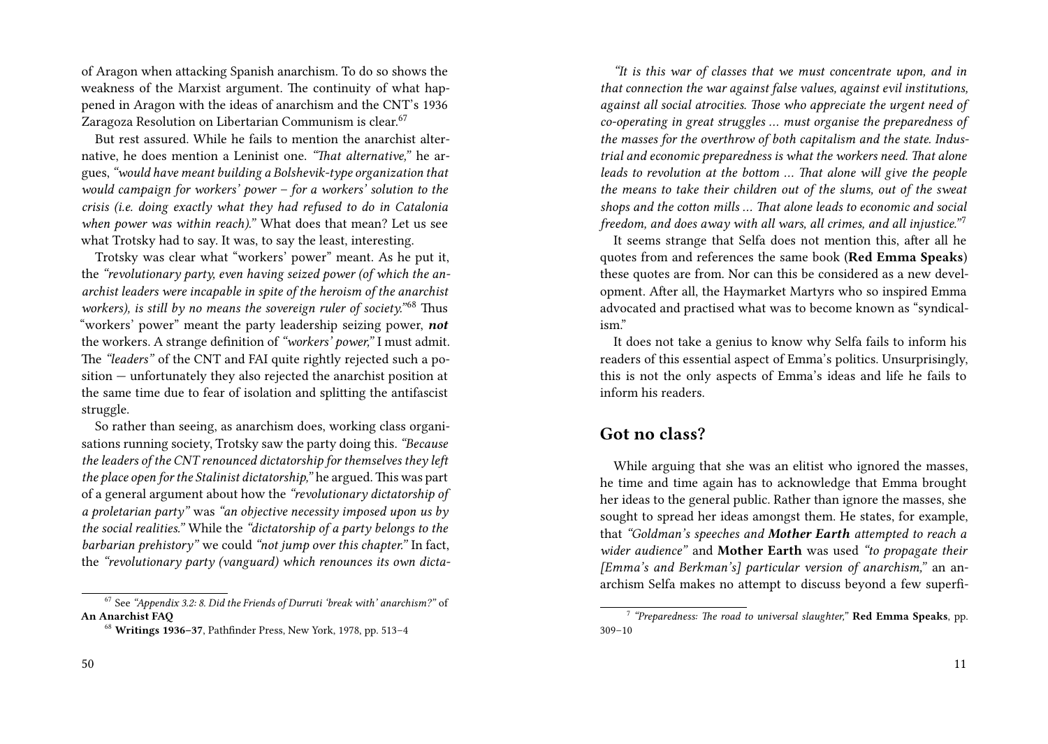of Aragon when attacking Spanish anarchism. To do so shows the weakness of the Marxist argument. The continuity of what happened in Aragon with the ideas of anarchism and the CNT's 1936 Zaragoza Resolution on Libertarian Communism is clear.[67]

But rest assured. While he fails to mention the anarchist alternative, he does mention a Leninist one. *"That alternative,"* he argues, *"would have meant building a Bolshevik-type organization that would campaign for workers' power – for a workers' solution to the crisis (i.e. doing exactly what they had refused to do in Catalonia when power was within reach)."* What does that mean? Let us see what Trotsky had to say. It was, to say the least, interesting.

Trotsky was clear what "workers' power" meant. As he put it, the *"revolutionary party, even having seized power (of which the anarchist leaders were incapable in spite of the heroism of the anarchist workers), is still by no means the sovereign ruler of society."*[68] Thus "workers' power" meant the party leadership seizing power, ***not*** the workers. A strange definition of *"workers' power,"* I must admit. The *"leaders"* of the CNT and FAI quite rightly rejected such a position — unfortunately they also rejected the anarchist position at the same time due to fear of isolation and splitting the antifascist struggle.

So rather than seeing, as anarchism does, working class organisations running society, Trotsky saw the party doing this. *"Because the leaders of the CNT renounced dictatorship for themselves they left the place open for the Stalinist dictatorship,"* he argued. This was part of a general argument about how the *"revolutionary dictatorship of a proletarian party"* was *"an objective necessity imposed upon us by the social realities."* While the *"dictatorship of a party belongs to the barbarian prehistory"* we could *"not jump over this chapter."* In fact, the *"revolutionary party (vanguard) which renounces its own dicta-*

[67] See *"Appendix 3.2: 8. Did the Friends of Durruti 'break with' anarchism?"* of **An Anarchist FAQ**

[68] **Writings 1936–37**, Pathfinder Press, New York, 1978, pp. 513–4

*"It is this war of classes that we must concentrate upon, and in that connection the war against false values, against evil institutions, against all social atrocities. Those who appreciate the urgent need of co-operating in great struggles … must organise the preparedness of the masses for the overthrow of both capitalism and the state. Industrial and economic preparedness is what the workers need. That alone leads to revolution at the bottom … That alone will give the people the means to take their children out of the slums, out of the sweat shops and the cotton mills … That alone leads to economic and social freedom, and does away with all wars, all crimes, and all injustice."*[7]

It seems strange that Selfa does not mention this, after all he quotes from and references the same book (**Red Emma Speaks**) these quotes are from. Nor can this be considered as a new development. After all, the Haymarket Martyrs who so inspired Emma advocated and practised what was to become known as "syndicalism."

It does not take a genius to know why Selfa fails to inform his readers of this essential aspect of Emma's politics. Unsurprisingly, this is not the only aspects of Emma's ideas and life he fails to inform his readers.

## Got no class?

While arguing that she was an elitist who ignored the masses, he time and time again has to acknowledge that Emma brought her ideas to the general public. Rather than ignore the masses, she sought to spread her ideas amongst them. He states, for example, that *"Goldman's speeches and **Mother Earth** attempted to reach a wider audience"* and **Mother Earth** was used *"to propagate their [Emma's and Berkman's] particular version of anarchism,"* an anarchism Selfa makes no attempt to discuss beyond a few superfi-

[7] *"Preparedness: The road to universal slaughter,"* **Red Emma Speaks**, pp. 309–10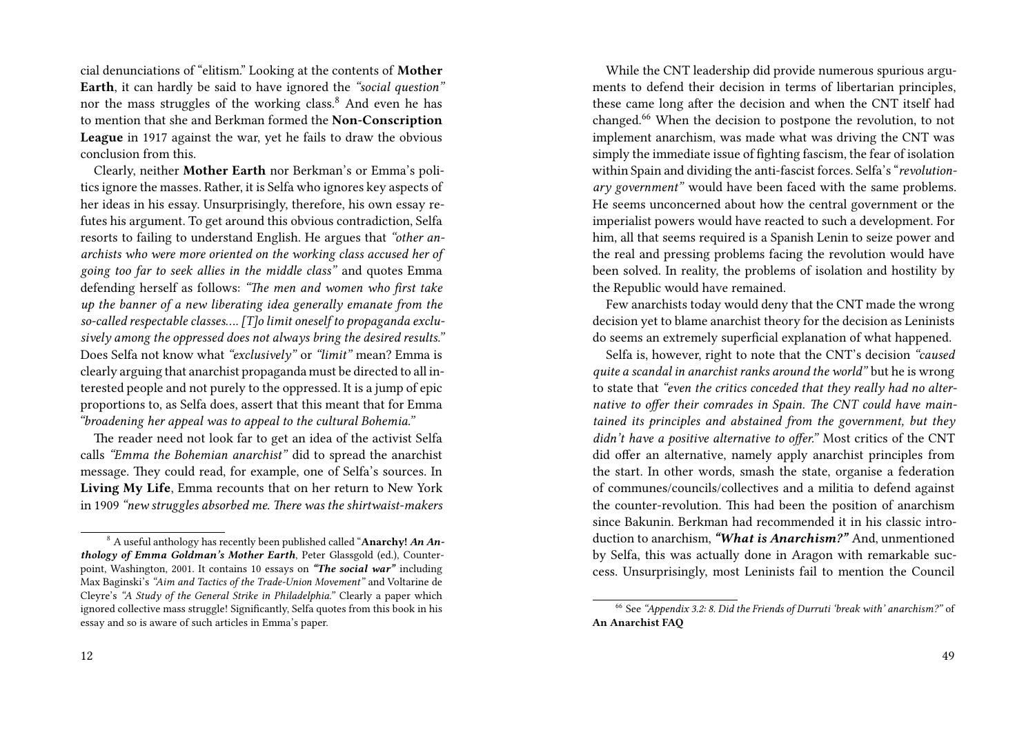cial denunciations of "elitism." Looking at the contents of **Mother Earth**, it can hardly be said to have ignored the *"social question"* nor the mass struggles of the working class.[8] And even he has to mention that she and Berkman formed the **Non-Conscription League** in 1917 against the war, yet he fails to draw the obvious conclusion from this.

Clearly, neither **Mother Earth** nor Berkman's or Emma's politics ignore the masses. Rather, it is Selfa who ignores key aspects of her ideas in his essay. Unsurprisingly, therefore, his own essay refutes his argument. To get around this obvious contradiction, Selfa resorts to failing to understand English. He argues that *"other anarchists who were more oriented on the working class accused her of going too far to seek allies in the middle class"* and quotes Emma defending herself as follows: *"The men and women who first take up the banner of a new liberating idea generally emanate from the so-called respectable classes.… [T]o limit oneself to propaganda exclusively among the oppressed does not always bring the desired results."* Does Selfa not know what *"exclusively"* or *"limit"* mean? Emma is clearly arguing that anarchist propaganda must be directed to all interested people and not purely to the oppressed. It is a jump of epic proportions to, as Selfa does, assert that this meant that for Emma *"broadening her appeal was to appeal to the cultural Bohemia."*

The reader need not look far to get an idea of the activist Selfa calls *"Emma the Bohemian anarchist"* did to spread the anarchist message. They could read, for example, one of Selfa's sources. In **Living My Life**, Emma recounts that on her return to New York in 1909 *"new struggles absorbed me. There was the shirtwaist-makers*

[8] A useful anthology has recently been published called "**Anarchy!** ***An Anthology of Emma Goldman's Mother Earth***, Peter Glassgold (ed.), Counterpoint, Washington, 2001. It contains 10 essays on ***"The social war"*** including Max Baginski's *"Aim and Tactics of the Trade-Union Movement"* and Voltarine de Cleyre's *"A Study of the General Strike in Philadelphia."* Clearly a paper which ignored collective mass struggle! Significantly, Selfa quotes from this book in his essay and so is aware of such articles in Emma's paper.

While the CNT leadership did provide numerous spurious arguments to defend their decision in terms of libertarian principles, these came long after the decision and when the CNT itself had changed.[66] When the decision to postpone the revolution, to not implement anarchism, was made what was driving the CNT was simply the immediate issue of fighting fascism, the fear of isolation within Spain and dividing the anti-fascist forces. Selfa's *"revolutionary government"* would have been faced with the same problems. He seems unconcerned about how the central government or the imperialist powers would have reacted to such a development. For him, all that seems required is a Spanish Lenin to seize power and the real and pressing problems facing the revolution would have been solved. In reality, the problems of isolation and hostility by the Republic would have remained.

Few anarchists today would deny that the CNT made the wrong decision yet to blame anarchist theory for the decision as Leninists do seems an extremely superficial explanation of what happened.

Selfa is, however, right to note that the CNT's decision *"caused quite a scandal in anarchist ranks around the world"* but he is wrong to state that *"even the critics conceded that they really had no alternative to offer their comrades in Spain. The CNT could have maintained its principles and abstained from the government, but they didn't have a positive alternative to offer."* Most critics of the CNT did offer an alternative, namely apply anarchist principles from the start. In other words, smash the state, organise a federation of communes/councils/collectives and a militia to defend against the counter-revolution. This had been the position of anarchism since Bakunin. Berkman had recommended it in his classic introduction to anarchism, ***"What is Anarchism?"*** And, unmentioned by Selfa, this was actually done in Aragon with remarkable success. Unsurprisingly, most Leninists fail to mention the Council

[66] See *"Appendix 3.2: 8. Did the Friends of Durruti 'break with' anarchism?"* of **An Anarchist FAQ**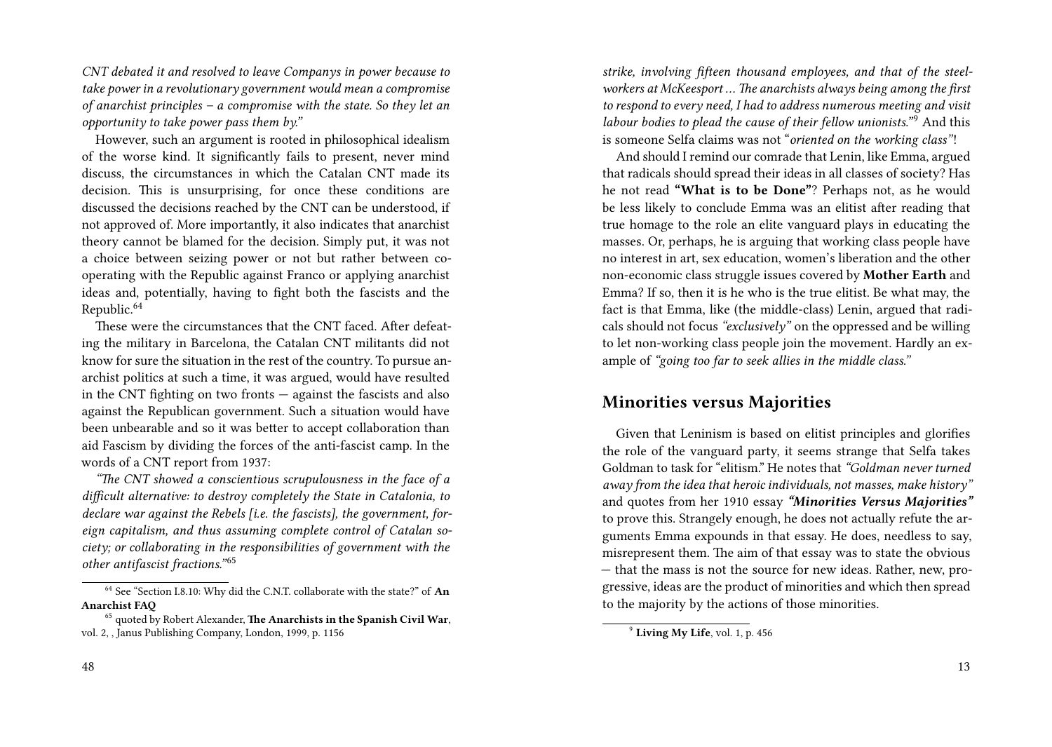*CNT debated it and resolved to leave Companys in power because to take power in a revolutionary government would mean a compromise of anarchist principles – a compromise with the state. So they let an opportunity to take power pass them by."*

However, such an argument is rooted in philosophical idealism of the worse kind. It significantly fails to present, never mind discuss, the circumstances in which the Catalan CNT made its decision. This is unsurprising, for once these conditions are discussed the decisions reached by the CNT can be understood, if not approved of. More importantly, it also indicates that anarchist theory cannot be blamed for the decision. Simply put, it was not a choice between seizing power or not but rather between co-operating with the Republic against Franco or applying anarchist ideas and, potentially, having to fight both the fascists and the Republic.[64]

These were the circumstances that the CNT faced. After defeating the military in Barcelona, the Catalan CNT militants did not know for sure the situation in the rest of the country. To pursue anarchist politics at such a time, it was argued, would have resulted in the CNT fighting on two fronts — against the fascists and also against the Republican government. Such a situation would have been unbearable and so it was better to accept collaboration than aid Fascism by dividing the forces of the anti-fascist camp. In the words of a CNT report from 1937:

*"The CNT showed a conscientious scrupulousness in the face of a difficult alternative: to destroy completely the State in Catalonia, to declare war against the Rebels [i.e. the fascists], the government, foreign capitalism, and thus assuming complete control of Catalan society; or collaborating in the responsibilities of government with the other antifascist fractions."*[65]

[64] See "Section I.8.10: Why did the C.N.T. collaborate with the state?" of **An Anarchist FAQ**

[65] quoted by Robert Alexander, **The Anarchists in the Spanish Civil War**, vol. 2, , Janus Publishing Company, London, 1999, p. 1156

*strike, involving fifteen thousand employees, and that of the steel-workers at McKeesport … The anarchists always being among the first to respond to every need, I had to address numerous meeting and visit labour bodies to plead the cause of their fellow unionists."*[9] And this is someone Selfa claims was not "*oriented on the working class"*!

And should I remind our comrade that Lenin, like Emma, argued that radicals should spread their ideas in all classes of society? Has he not read **"What is to be Done"**? Perhaps not, as he would be less likely to conclude Emma was an elitist after reading that true homage to the role an elite vanguard plays in educating the masses. Or, perhaps, he is arguing that working class people have no interest in art, sex education, women's liberation and the other non-economic class struggle issues covered by **Mother Earth** and Emma? If so, then it is he who is the true elitist. Be what may, the fact is that Emma, like (the middle-class) Lenin, argued that radicals should not focus *"exclusively"* on the oppressed and be willing to let non-working class people join the movement. Hardly an example of *"going too far to seek allies in the middle class."*

## Minorities versus Majorities

Given that Leninism is based on elitist principles and glorifies the role of the vanguard party, it seems strange that Selfa takes Goldman to task for "elitism." He notes that *"Goldman never turned away from the idea that heroic individuals, not masses, make history"* and quotes from her 1910 essay ***"Minorities Versus Majorities"*** to prove this. Strangely enough, he does not actually refute the arguments Emma expounds in that essay. He does, needless to say, misrepresent them. The aim of that essay was to state the obvious — that the mass is not the source for new ideas. Rather, new, progressive, ideas are the product of minorities and which then spread to the majority by the actions of those minorities.

[9] **Living My Life**, vol. 1, p. 456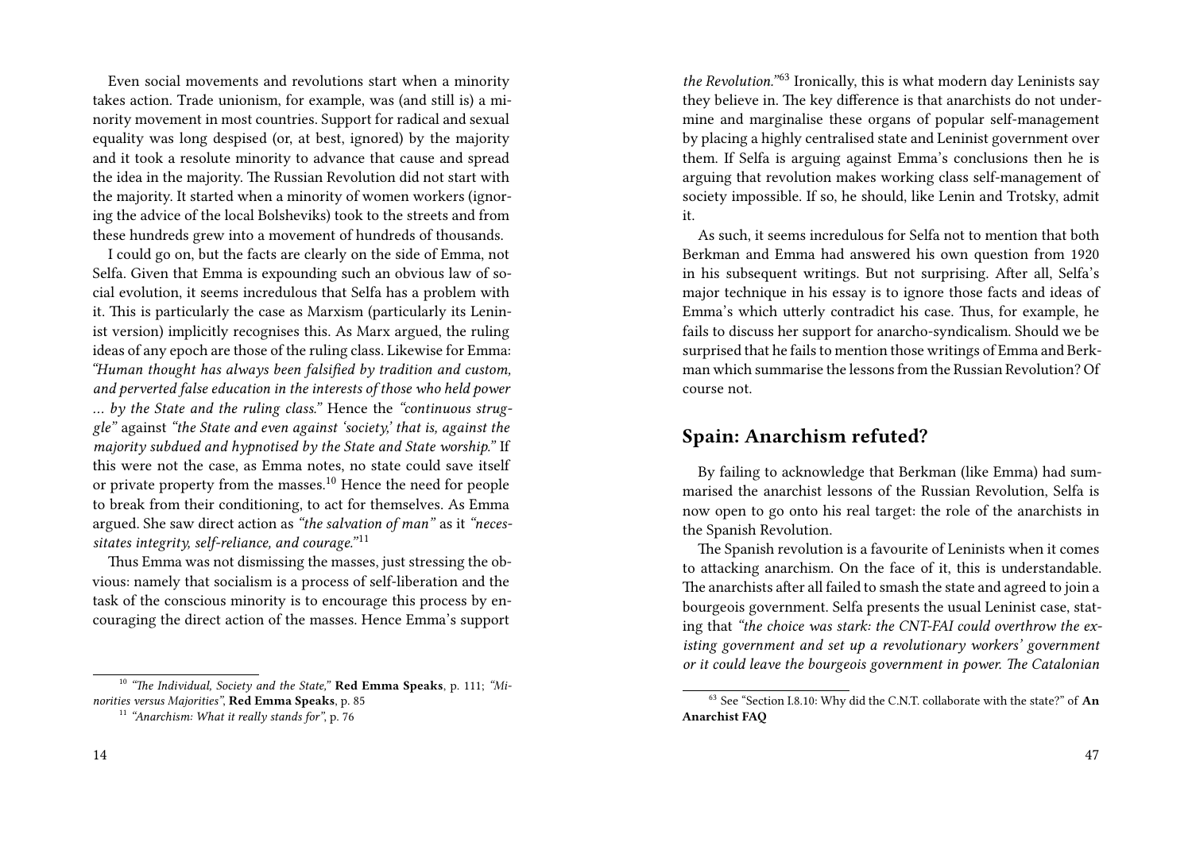Even social movements and revolutions start when a minority takes action. Trade unionism, for example, was (and still is) a minority movement in most countries. Support for radical and sexual equality was long despised (or, at best, ignored) by the majority and it took a resolute minority to advance that cause and spread the idea in the majority. The Russian Revolution did not start with the majority. It started when a minority of women workers (ignoring the advice of the local Bolsheviks) took to the streets and from these hundreds grew into a movement of hundreds of thousands.

I could go on, but the facts are clearly on the side of Emma, not Selfa. Given that Emma is expounding such an obvious law of social evolution, it seems incredulous that Selfa has a problem with it. This is particularly the case as Marxism (particularly its Leninist version) implicitly recognises this. As Marx argued, the ruling ideas of any epoch are those of the ruling class. Likewise for Emma: *"Human thought has always been falsified by tradition and custom, and perverted false education in the interests of those who held power … by the State and the ruling class."* Hence the *"continuous struggle"* against *"the State and even against 'society,' that is, against the majority subdued and hypnotised by the State and State worship."* If this were not the case, as Emma notes, no state could save itself or private property from the masses.[10] Hence the need for people to break from their conditioning, to act for themselves. As Emma argued. She saw direct action as *"the salvation of man"* as it *"necessitates integrity, self-reliance, and courage."*[11]

Thus Emma was not dismissing the masses, just stressing the obvious: namely that socialism is a process of self-liberation and the task of the conscious minority is to encourage this process by encouraging the direct action of the masses. Hence Emma's support

[10] *"The Individual, Society and the State,"* **Red Emma Speaks**, p. 111; *"Minorities versus Majorities"*, **Red Emma Speaks**, p. 85

[11] *"Anarchism: What it really stands for"*, p. 76

*the Revolution."*[63] Ironically, this is what modern day Leninists say they believe in. The key difference is that anarchists do not undermine and marginalise these organs of popular self-management by placing a highly centralised state and Leninist government over them. If Selfa is arguing against Emma's conclusions then he is arguing that revolution makes working class self-management of society impossible. If so, he should, like Lenin and Trotsky, admit it.

As such, it seems incredulous for Selfa not to mention that both Berkman and Emma had answered his own question from 1920 in his subsequent writings. But not surprising. After all, Selfa's major technique in his essay is to ignore those facts and ideas of Emma's which utterly contradict his case. Thus, for example, he fails to discuss her support for anarcho-syndicalism. Should we be surprised that he fails to mention those writings of Emma and Berkman which summarise the lessons from the Russian Revolution? Of course not.

## Spain: Anarchism refuted?

By failing to acknowledge that Berkman (like Emma) had summarised the anarchist lessons of the Russian Revolution, Selfa is now open to go onto his real target: the role of the anarchists in the Spanish Revolution.

The Spanish revolution is a favourite of Leninists when it comes to attacking anarchism. On the face of it, this is understandable. The anarchists after all failed to smash the state and agreed to join a bourgeois government. Selfa presents the usual Leninist case, stating that *"the choice was stark: the CNT-FAI could overthrow the existing government and set up a revolutionary workers' government or it could leave the bourgeois government in power. The Catalonian*

[63] See "Section I.8.10: Why did the C.N.T. collaborate with the state?" of **An Anarchist FAQ**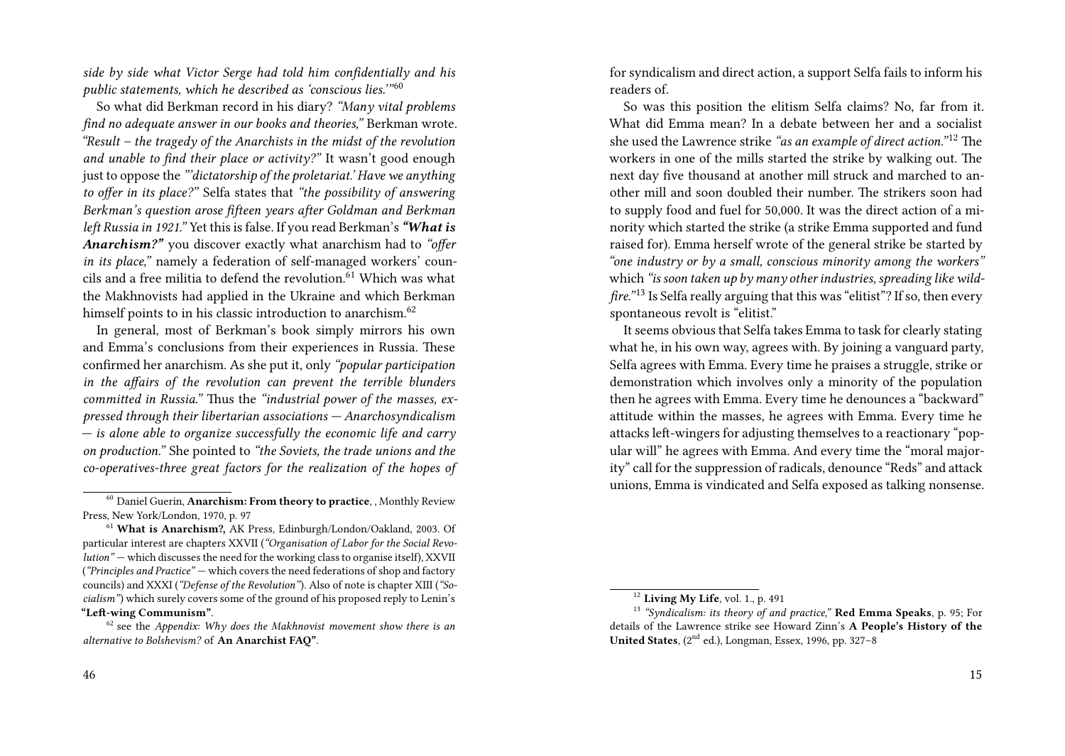*side by side what Victor Serge had told him confidentially and his public statements, which he described as 'conscious lies.'"*[60]

So what did Berkman record in his diary? *"Many vital problems find no adequate answer in our books and theories,"* Berkman wrote. *"Result – the tragedy of the Anarchists in the midst of the revolution and unable to find their place or activity?"* It wasn't good enough just to oppose the *"'dictatorship of the proletariat.' Have we anything to offer in its place?"* Selfa states that *"the possibility of answering Berkman's question arose fifteen years after Goldman and Berkman left Russia in 1921."* Yet this is false. If you read Berkman's ***"What is Anarchism?"*** you discover exactly what anarchism had to *"offer in its place,"* namely a federation of self-managed workers' councils and a free militia to defend the revolution.[61] Which was what the Makhnovists had applied in the Ukraine and which Berkman himself points to in his classic introduction to anarchism.[62]

In general, most of Berkman's book simply mirrors his own and Emma's conclusions from their experiences in Russia. These confirmed her anarchism. As she put it, only *"popular participation in the affairs of the revolution can prevent the terrible blunders committed in Russia."* Thus the *"industrial power of the masses, expressed through their libertarian associations — Anarchosyndicalism — is alone able to organize successfully the economic life and carry on production."* She pointed to *"the Soviets, the trade unions and the co-operatives-three great factors for the realization of the hopes of*

---

[60] Daniel Guerin, **Anarchism: From theory to practice**, , Monthly Review Press, New York/London, 1970, p. 97

[61] **What is Anarchism?**, AK Press, Edinburgh/London/Oakland, 2003. Of particular interest are chapters XXVII (*"Organisation of Labor for the Social Revolution"* — which discusses the need for the working class to organise itself), XXVII (*"Principles and Practice"* — which covers the need federations of shop and factory councils) and XXXI (*"Defense of the Revolution"*). Also of note is chapter XIII (*"Socialism"*) which surely covers some of the ground of his proposed reply to Lenin's **"Left-wing Communism"**.

[62] see the *Appendix: Why does the Makhnovist movement show there is an alternative to Bolshevism?* of **An Anarchist FAQ"**.

for syndicalism and direct action, a support Selfa fails to inform his readers of.

So was this position the elitism Selfa claims? No, far from it. What did Emma mean? In a debate between her and a socialist she used the Lawrence strike *"as an example of direct action."*[12] The workers in one of the mills started the strike by walking out. The next day five thousand at another mill struck and marched to another mill and soon doubled their number. The strikers soon had to supply food and fuel for 50,000. It was the direct action of a minority which started the strike (a strike Emma supported and fund raised for). Emma herself wrote of the general strike be started by *"one industry or by a small, conscious minority among the workers"* which *"is soon taken up by many other industries, spreading like wildfire."*[13] Is Selfa really arguing that this was "elitist"? If so, then every spontaneous revolt is "elitist."

It seems obvious that Selfa takes Emma to task for clearly stating what he, in his own way, agrees with. By joining a vanguard party, Selfa agrees with Emma. Every time he praises a struggle, strike or demonstration which involves only a minority of the population then he agrees with Emma. Every time he denounces a "backward" attitude within the masses, he agrees with Emma. Every time he attacks left-wingers for adjusting themselves to a reactionary "popular will" he agrees with Emma. And every time the "moral majority" call for the suppression of radicals, denounce "Reds" and attack unions, Emma is vindicated and Selfa exposed as talking nonsense.

---

[12] **Living My Life**, vol. 1., p. 491

[13] *"Syndicalism: its theory of and practice,"* **Red Emma Speaks**, p. 95; For details of the Lawrence strike see Howard Zinn's **A People's History of the United States**, (2nd ed.), Longman, Essex, 1996, pp. 327–8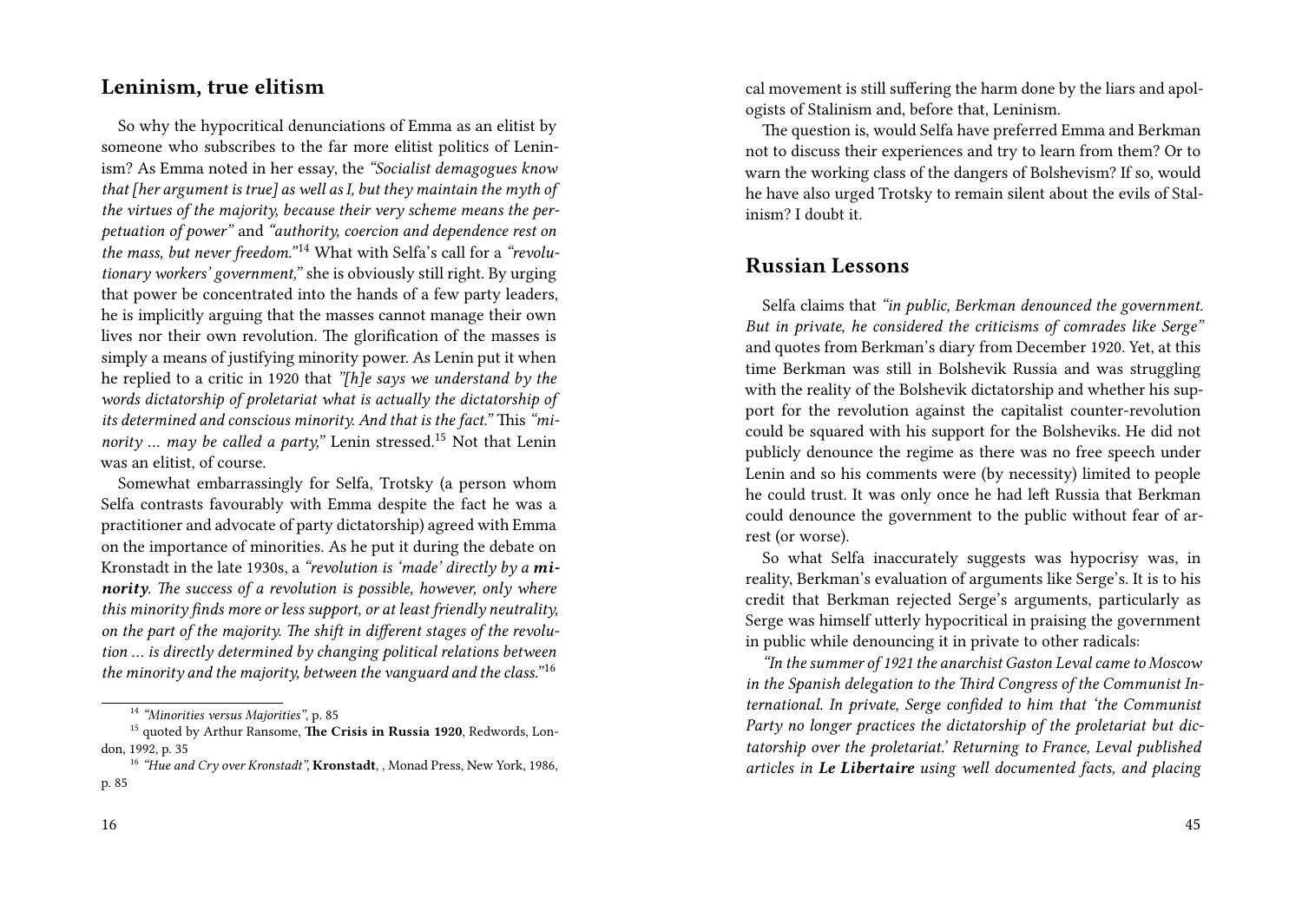## Leninism, true elitism

So why the hypocritical denunciations of Emma as an elitist by someone who subscribes to the far more elitist politics of Leninism? As Emma noted in her essay, the *"Socialist demagogues know that [her argument is true] as well as I, but they maintain the myth of the virtues of the majority, because their very scheme means the perpetuation of power"* and *"authority, coercion and dependence rest on the mass, but never freedom."*[14] What with Selfa's call for a *"revolutionary workers' government,"* she is obviously still right. By urging that power be concentrated into the hands of a few party leaders, he is implicitly arguing that the masses cannot manage their own lives nor their own revolution. The glorification of the masses is simply a means of justifying minority power. As Lenin put it when he replied to a critic in 1920 that *"[h]e says we understand by the words dictatorship of proletariat what is actually the dictatorship of its determined and conscious minority. And that is the fact."* This *"minority … may be called a party,"* Lenin stressed.[15] Not that Lenin was an elitist, of course.

Somewhat embarrassingly for Selfa, Trotsky (a person whom Selfa contrasts favourably with Emma despite the fact he was a practitioner and advocate of party dictatorship) agreed with Emma on the importance of minorities. As he put it during the debate on Kronstadt in the late 1930s, a *"revolution is 'made' directly by a **minority**. The success of a revolution is possible, however, only where this minority finds more or less support, or at least friendly neutrality, on the part of the majority. The shift in different stages of the revolution … is directly determined by changing political relations between the minority and the majority, between the vanguard and the class."*[16]

[14] *"Minorities versus Majorities"*, p. 85

[15] quoted by Arthur Ransome, **The Crisis in Russia 1920**, Redwords, London, 1992, p. 35

[16] *"Hue and Cry over Kronstadt"*, **Kronstadt**, , Monad Press, New York, 1986, p. 85

cal movement is still suffering the harm done by the liars and apologists of Stalinism and, before that, Leninism.

The question is, would Selfa have preferred Emma and Berkman not to discuss their experiences and try to learn from them? Or to warn the working class of the dangers of Bolshevism? If so, would he have also urged Trotsky to remain silent about the evils of Stalinism? I doubt it.

## Russian Lessons

Selfa claims that *"in public, Berkman denounced the government. But in private, he considered the criticisms of comrades like Serge"* and quotes from Berkman's diary from December 1920. Yet, at this time Berkman was still in Bolshevik Russia and was struggling with the reality of the Bolshevik dictatorship and whether his support for the revolution against the capitalist counter-revolution could be squared with his support for the Bolsheviks. He did not publicly denounce the regime as there was no free speech under Lenin and so his comments were (by necessity) limited to people he could trust. It was only once he had left Russia that Berkman could denounce the government to the public without fear of arrest (or worse).

So what Selfa inaccurately suggests was hypocrisy was, in reality, Berkman's evaluation of arguments like Serge's. It is to his credit that Berkman rejected Serge's arguments, particularly as Serge was himself utterly hypocritical in praising the government in public while denouncing it in private to other radicals:

*"In the summer of 1921 the anarchist Gaston Leval came to Moscow in the Spanish delegation to the Third Congress of the Communist International. In private, Serge confided to him that 'the Communist Party no longer practices the dictatorship of the proletariat but dictatorship over the proletariat.' Returning to France, Leval published articles in **Le Libertaire** using well documented facts, and placing*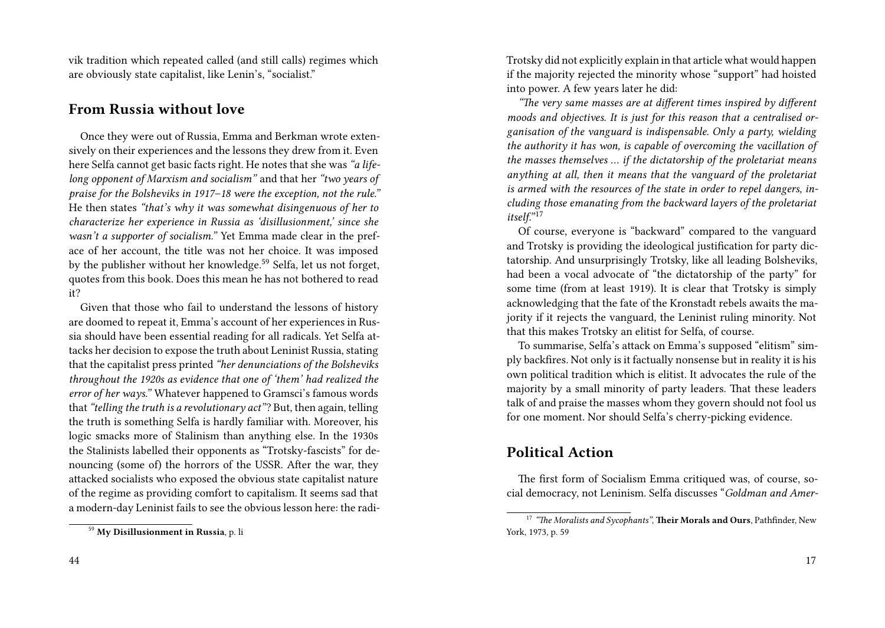vik tradition which repeated called (and still calls) regimes which are obviously state capitalist, like Lenin's, "socialist."

## From Russia without love

Once they were out of Russia, Emma and Berkman wrote extensively on their experiences and the lessons they drew from it. Even here Selfa cannot get basic facts right. He notes that she was *"a lifelong opponent of Marxism and socialism"* and that her *"two years of praise for the Bolsheviks in 1917–18 were the exception, not the rule."* He then states *"that's why it was somewhat disingenuous of her to characterize her experience in Russia as 'disillusionment,' since she wasn't a supporter of socialism."* Yet Emma made clear in the preface of her account, the title was not her choice. It was imposed by the publisher without her knowledge.[59] Selfa, let us not forget, quotes from this book. Does this mean he has not bothered to read it?

Given that those who fail to understand the lessons of history are doomed to repeat it, Emma's account of her experiences in Russia should have been essential reading for all radicals. Yet Selfa attacks her decision to expose the truth about Leninist Russia, stating that the capitalist press printed *"her denunciations of the Bolsheviks throughout the 1920s as evidence that one of 'them' had realized the error of her ways."* Whatever happened to Gramsci's famous words that *"telling the truth is a revolutionary act"*? But, then again, telling the truth is something Selfa is hardly familiar with. Moreover, his logic smacks more of Stalinism than anything else. In the 1930s the Stalinists labelled their opponents as "Trotsky-fascists" for denouncing (some of) the horrors of the USSR. After the war, they attacked socialists who exposed the obvious state capitalist nature of the regime as providing comfort to capitalism. It seems sad that a modern-day Leninist fails to see the obvious lesson here: the radi-

[59] **My Disillusionment in Russia**, p. li

Trotsky did not explicitly explain in that article what would happen if the majority rejected the minority whose "support" had hoisted into power. A few years later he did:

*"The very same masses are at different times inspired by different moods and objectives. It is just for this reason that a centralised organisation of the vanguard is indispensable. Only a party, wielding the authority it has won, is capable of overcoming the vacillation of the masses themselves … if the dictatorship of the proletariat means anything at all, then it means that the vanguard of the proletariat is armed with the resources of the state in order to repel dangers, including those emanating from the backward layers of the proletariat itself."*[17]

Of course, everyone is "backward" compared to the vanguard and Trotsky is providing the ideological justification for party dictatorship. And unsurprisingly Trotsky, like all leading Bolsheviks, had been a vocal advocate of "the dictatorship of the party" for some time (from at least 1919). It is clear that Trotsky is simply acknowledging that the fate of the Kronstadt rebels awaits the majority if it rejects the vanguard, the Leninist ruling minority. Not that this makes Trotsky an elitist for Selfa, of course.

To summarise, Selfa's attack on Emma's supposed "elitism" simply backfires. Not only is it factually nonsense but in reality it is his own political tradition which is elitist. It advocates the rule of the majority by a small minority of party leaders. That these leaders talk of and praise the masses whom they govern should not fool us for one moment. Nor should Selfa's cherry-picking evidence.

## Political Action

The first form of Socialism Emma critiqued was, of course, social democracy, not Leninism. Selfa discusses "*Goldman and Amer-*

[17] *"The Moralists and Sycophants"*, **Their Morals and Ours**, Pathfinder, New York, 1973, p. 59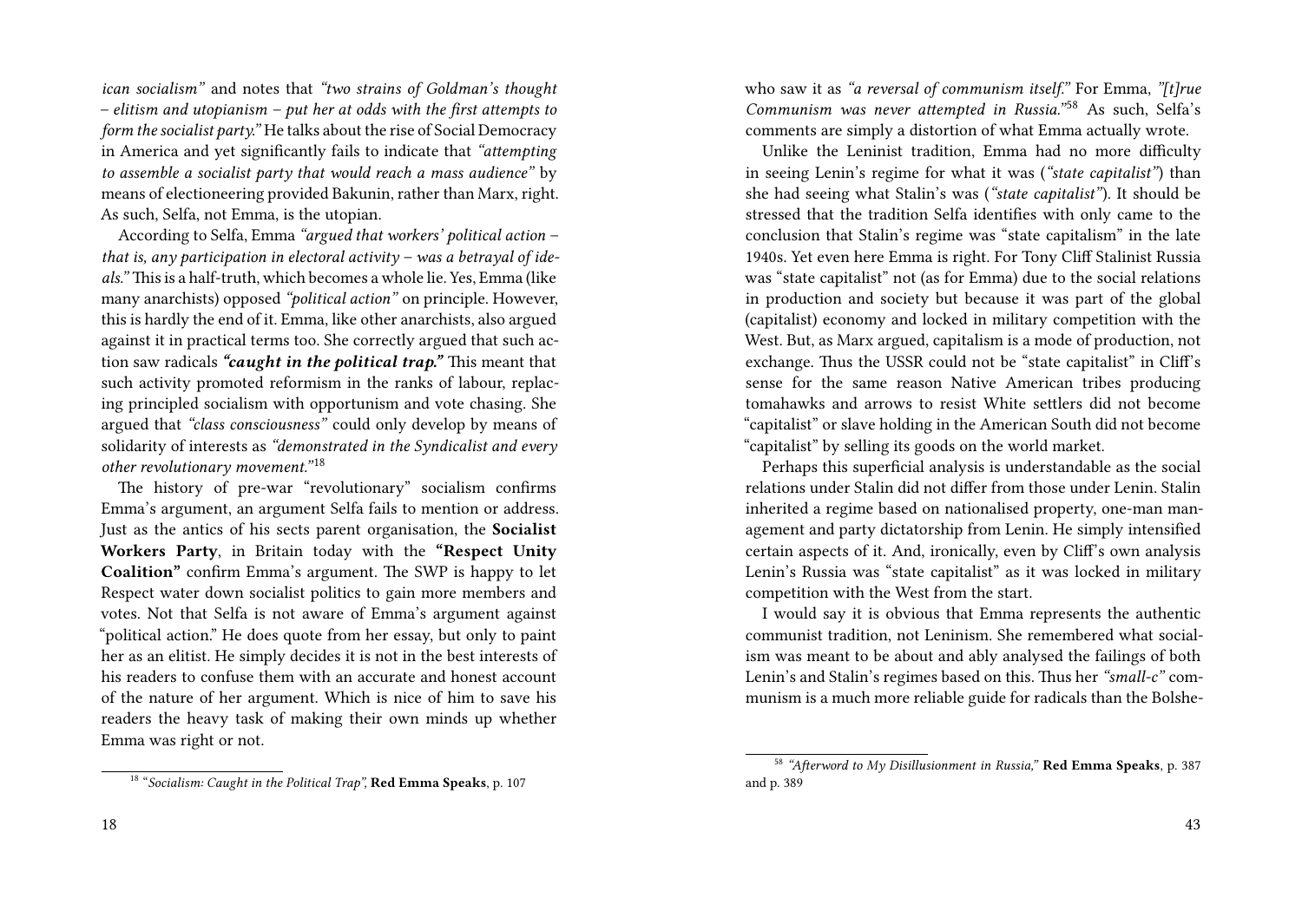*ican socialism"* and notes that *"two strains of Goldman's thought – elitism and utopianism – put her at odds with the first attempts to form the socialist party."* He talks about the rise of Social Democracy in America and yet significantly fails to indicate that *"attempting to assemble a socialist party that would reach a mass audience"* by means of electioneering provided Bakunin, rather than Marx, right. As such, Selfa, not Emma, is the utopian.

According to Selfa, Emma *"argued that workers' political action – that is, any participation in electoral activity – was a betrayal of ideals."* This is a half-truth, which becomes a whole lie. Yes, Emma (like many anarchists) opposed *"political action"* on principle. However, this is hardly the end of it. Emma, like other anarchists, also argued against it in practical terms too. She correctly argued that such action saw radicals ***"caught in the political trap."*** This meant that such activity promoted reformism in the ranks of labour, replacing principled socialism with opportunism and vote chasing. She argued that *"class consciousness"* could only develop by means of solidarity of interests as *"demonstrated in the Syndicalist and every other revolutionary movement."*[18]

The history of pre-war "revolutionary" socialism confirms Emma's argument, an argument Selfa fails to mention or address. Just as the antics of his sects parent organisation, the **Socialist Workers Party**, in Britain today with the **"Respect Unity Coalition"** confirm Emma's argument. The SWP is happy to let Respect water down socialist politics to gain more members and votes. Not that Selfa is not aware of Emma's argument against "political action." He does quote from her essay, but only to paint her as an elitist. He simply decides it is not in the best interests of his readers to confuse them with an accurate and honest account of the nature of her argument. Which is nice of him to save his readers the heavy task of making their own minds up whether Emma was right or not.

[18] *"Socialism: Caught in the Political Trap"*, **Red Emma Speaks**, p. 107

who saw it as *"a reversal of communism itself."* For Emma, *"[t]rue Communism was never attempted in Russia."*[58] As such, Selfa's comments are simply a distortion of what Emma actually wrote.

Unlike the Leninist tradition, Emma had no more difficulty in seeing Lenin's regime for what it was (*"state capitalist"*) than she had seeing what Stalin's was (*"state capitalist"*). It should be stressed that the tradition Selfa identifies with only came to the conclusion that Stalin's regime was "state capitalism" in the late 1940s. Yet even here Emma is right. For Tony Cliff Stalinist Russia was "state capitalist" not (as for Emma) due to the social relations in production and society but because it was part of the global (capitalist) economy and locked in military competition with the West. But, as Marx argued, capitalism is a mode of production, not exchange. Thus the USSR could not be "state capitalist" in Cliff's sense for the same reason Native American tribes producing tomahawks and arrows to resist White settlers did not become "capitalist" or slave holding in the American South did not become "capitalist" by selling its goods on the world market.

Perhaps this superficial analysis is understandable as the social relations under Stalin did not differ from those under Lenin. Stalin inherited a regime based on nationalised property, one-man management and party dictatorship from Lenin. He simply intensified certain aspects of it. And, ironically, even by Cliff's own analysis Lenin's Russia was "state capitalist" as it was locked in military competition with the West from the start.

I would say it is obvious that Emma represents the authentic communist tradition, not Leninism. She remembered what socialism was meant to be about and ably analysed the failings of both Lenin's and Stalin's regimes based on this. Thus her *"small-c"* communism is a much more reliable guide for radicals than the Bolshe-

[58] *"Afterword to My Disillusionment in Russia,"* **Red Emma Speaks**, p. 387 and p. 389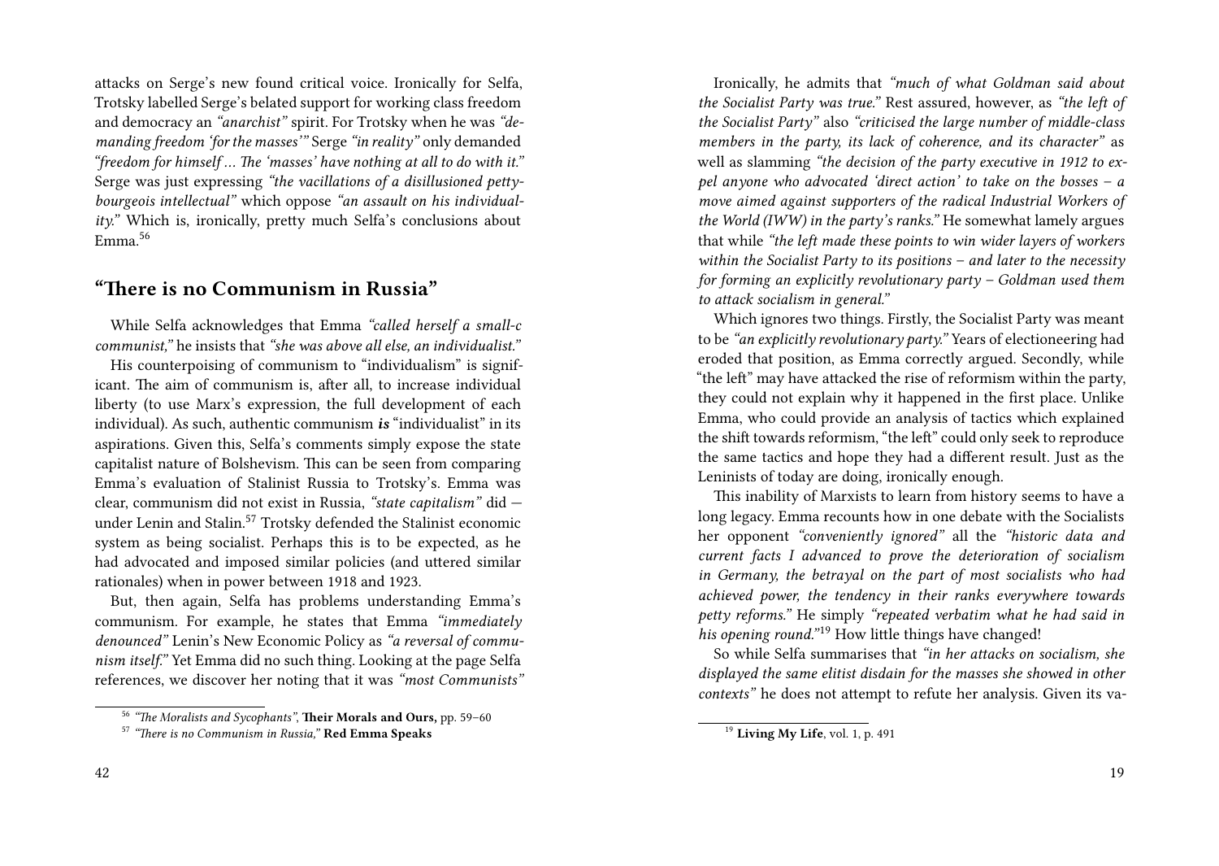attacks on Serge's new found critical voice. Ironically for Selfa, Trotsky labelled Serge's belated support for working class freedom and democracy an *"anarchist"* spirit. For Trotsky when he was *"demanding freedom 'for the masses'"* Serge *"in reality"* only demanded *"freedom for himself … The 'masses' have nothing at all to do with it."* Serge was just expressing *"the vacillations of a disillusioned petty-bourgeois intellectual"* which oppose *"an assault on his individuality."* Which is, ironically, pretty much Selfa's conclusions about Emma.[56]

## "There is no Communism in Russia"

While Selfa acknowledges that Emma *"called herself a small-c communist,"* he insists that *"she was above all else, an individualist."*

His counterpoising of communism to "individualism" is significant. The aim of communism is, after all, to increase individual liberty (to use Marx's expression, the full development of each individual). As such, authentic communism ***is*** "individualist" in its aspirations. Given this, Selfa's comments simply expose the state capitalist nature of Bolshevism. This can be seen from comparing Emma's evaluation of Stalinist Russia to Trotsky's. Emma was clear, communism did not exist in Russia, *"state capitalism"* did — under Lenin and Stalin.[57] Trotsky defended the Stalinist economic system as being socialist. Perhaps this is to be expected, as he had advocated and imposed similar policies (and uttered similar rationales) when in power between 1918 and 1923.

But, then again, Selfa has problems understanding Emma's communism. For example, he states that Emma *"immediately denounced"* Lenin's New Economic Policy as *"a reversal of communism itself."* Yet Emma did no such thing. Looking at the page Selfa references, we discover her noting that it was *"most Communists"*

[56] *"The Moralists and Sycophants"*, **Their Morals and Ours,** pp. 59–60

[57] *"There is no Communism in Russia,"* **Red Emma Speaks**

Ironically, he admits that *"much of what Goldman said about the Socialist Party was true."* Rest assured, however, as *"the left of the Socialist Party"* also *"criticised the large number of middle-class members in the party, its lack of coherence, and its character"* as well as slamming *"the decision of the party executive in 1912 to expel anyone who advocated 'direct action' to take on the bosses – a move aimed against supporters of the radical Industrial Workers of the World (IWW) in the party's ranks."* He somewhat lamely argues that while *"the left made these points to win wider layers of workers within the Socialist Party to its positions – and later to the necessity for forming an explicitly revolutionary party – Goldman used them to attack socialism in general."*

Which ignores two things. Firstly, the Socialist Party was meant to be *"an explicitly revolutionary party."* Years of electioneering had eroded that position, as Emma correctly argued. Secondly, while "the left" may have attacked the rise of reformism within the party, they could not explain why it happened in the first place. Unlike Emma, who could provide an analysis of tactics which explained the shift towards reformism, "the left" could only seek to reproduce the same tactics and hope they had a different result. Just as the Leninists of today are doing, ironically enough.

This inability of Marxists to learn from history seems to have a long legacy. Emma recounts how in one debate with the Socialists her opponent *"conveniently ignored"* all the *"historic data and current facts I advanced to prove the deterioration of socialism in Germany, the betrayal on the part of most socialists who had achieved power, the tendency in their ranks everywhere towards petty reforms."* He simply *"repeated verbatim what he had said in his opening round."*[19] How little things have changed!

So while Selfa summarises that *"in her attacks on socialism, she displayed the same elitist disdain for the masses she showed in other contexts"* he does not attempt to refute her analysis. Given its va-

[19] **Living My Life**, vol. 1, p. 491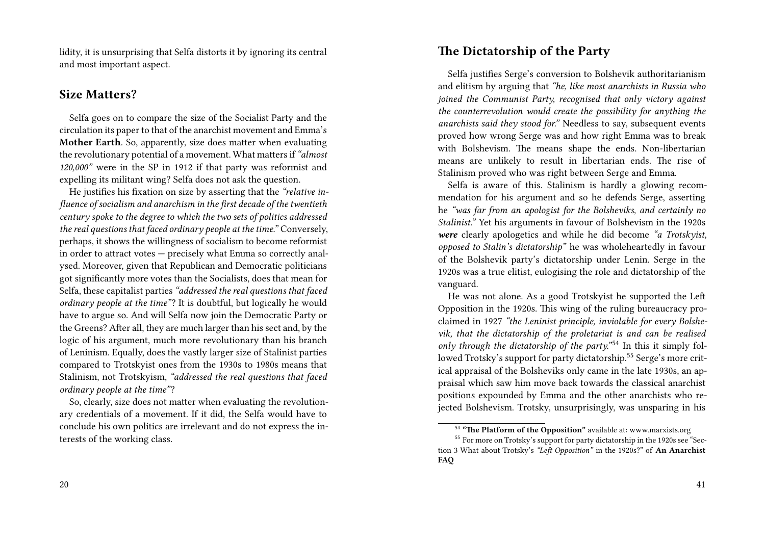lidity, it is unsurprising that Selfa distorts it by ignoring its central and most important aspect.

## Size Matters?

Selfa goes on to compare the size of the Socialist Party and the circulation its paper to that of the anarchist movement and Emma's **Mother Earth**. So, apparently, size does matter when evaluating the revolutionary potential of a movement. What matters if *"almost 120,000"* were in the SP in 1912 if that party was reformist and expelling its militant wing? Selfa does not ask the question.

He justifies his fixation on size by asserting that the *"relative influence of socialism and anarchism in the first decade of the twentieth century spoke to the degree to which the two sets of politics addressed the real questions that faced ordinary people at the time."* Conversely, perhaps, it shows the willingness of socialism to become reformist in order to attract votes — precisely what Emma so correctly analysed. Moreover, given that Republican and Democratic politicians got significantly more votes than the Socialists, does that mean for Selfa, these capitalist parties *"addressed the real questions that faced ordinary people at the time"*? It is doubtful, but logically he would have to argue so. And will Selfa now join the Democratic Party or the Greens? After all, they are much larger than his sect and, by the logic of his argument, much more revolutionary than his branch of Leninism. Equally, does the vastly larger size of Stalinist parties compared to Trotskyist ones from the 1930s to 1980s means that Stalinism, not Trotskyism, *"addressed the real questions that faced ordinary people at the time"*?

So, clearly, size does not matter when evaluating the revolutionary credentials of a movement. If it did, the Selfa would have to conclude his own politics are irrelevant and do not express the interests of the working class.

## The Dictatorship of the Party

Selfa justifies Serge's conversion to Bolshevik authoritarianism and elitism by arguing that *"he, like most anarchists in Russia who joined the Communist Party, recognised that only victory against the counterrevolution would create the possibility for anything the anarchists said they stood for."* Needless to say, subsequent events proved how wrong Serge was and how right Emma was to break with Bolshevism. The means shape the ends. Non-libertarian means are unlikely to result in libertarian ends. The rise of Stalinism proved who was right between Serge and Emma.

Selfa is aware of this. Stalinism is hardly a glowing recommendation for his argument and so he defends Serge, asserting he *"was far from an apologist for the Bolsheviks, and certainly no Stalinist."* Yet his arguments in favour of Bolshevism in the 1920s ***were*** clearly apologetics and while he did become *"a Trotskyist, opposed to Stalin's dictatorship"* he was wholeheartedly in favour of the Bolshevik party's dictatorship under Lenin. Serge in the 1920s was a true elitist, eulogising the role and dictatorship of the vanguard.

He was not alone. As a good Trotskyist he supported the Left Opposition in the 1920s. This wing of the ruling bureaucracy proclaimed in 1927 *"the Leninist principle, inviolable for every Bolshevik, that the dictatorship of the proletariat is and can be realised only through the dictatorship of the party."*[54] In this it simply followed Trotsky's support for party dictatorship.[55] Serge's more critical appraisal of the Bolsheviks only came in the late 1930s, an appraisal which saw him move back towards the classical anarchist positions expounded by Emma and the other anarchists who rejected Bolshevism. Trotsky, unsurprisingly, was unsparing in his

[54] **"The Platform of the Opposition"** available at: www.marxists.org

[55] For more on Trotsky's support for party dictatorship in the 1920s see "Section 3 What about Trotsky's *"Left Opposition"* in the 1920s?" of **An Anarchist FAQ**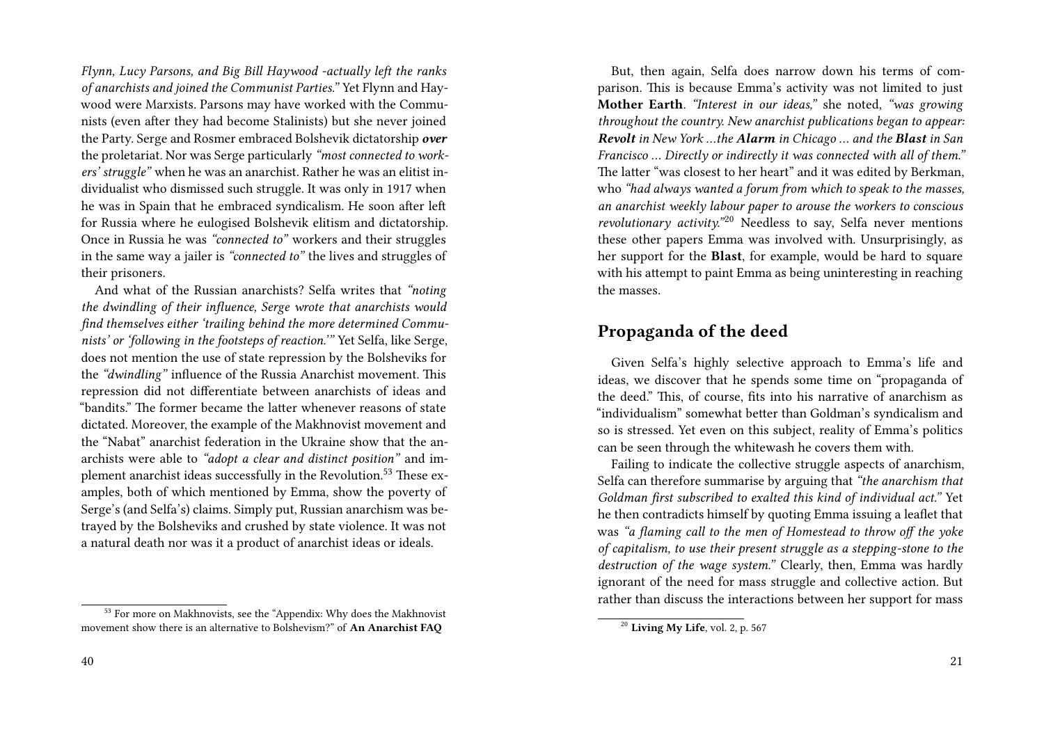*Flynn, Lucy Parsons, and Big Bill Haywood -actually left the ranks of anarchists and joined the Communist Parties."* Yet Flynn and Haywood were Marxists. Parsons may have worked with the Communists (even after they had become Stalinists) but she never joined the Party. Serge and Rosmer embraced Bolshevik dictatorship ***over*** the proletariat. Nor was Serge particularly *"most connected to workers' struggle"* when he was an anarchist. Rather he was an elitist individualist who dismissed such struggle. It was only in 1917 when he was in Spain that he embraced syndicalism. He soon after left for Russia where he eulogised Bolshevik elitism and dictatorship. Once in Russia he was *"connected to"* workers and their struggles in the same way a jailer is *"connected to"* the lives and struggles of their prisoners.

And what of the Russian anarchists? Selfa writes that *"noting the dwindling of their influence, Serge wrote that anarchists would find themselves either 'trailing behind the more determined Communists' or 'following in the footsteps of reaction.'"* Yet Selfa, like Serge, does not mention the use of state repression by the Bolsheviks for the *"dwindling"* influence of the Russia Anarchist movement. This repression did not differentiate between anarchists of ideas and "bandits." The former became the latter whenever reasons of state dictated. Moreover, the example of the Makhnovist movement and the "Nabat" anarchist federation in the Ukraine show that the anarchists were able to *"adopt a clear and distinct position"* and implement anarchist ideas successfully in the Revolution.[53] These examples, both of which mentioned by Emma, show the poverty of Serge's (and Selfa's) claims. Simply put, Russian anarchism was betrayed by the Bolsheviks and crushed by state violence. It was not a natural death nor was it a product of anarchist ideas or ideals.

[53] For more on Makhnovists, see the "Appendix: Why does the Makhnovist movement show there is an alternative to Bolshevism?" of **An Anarchist FAQ**

But, then again, Selfa does narrow down his terms of comparison. This is because Emma's activity was not limited to just **Mother Earth**. *"Interest in our ideas,"* she noted, *"was growing throughout the country. New anarchist publications began to appear: **Revolt** in New York …the **Alarm** in Chicago … and the **Blast** in San Francisco … Directly or indirectly it was connected with all of them."* The latter "was closest to her heart" and it was edited by Berkman, who *"had always wanted a forum from which to speak to the masses, an anarchist weekly labour paper to arouse the workers to conscious revolutionary activity."*[20] Needless to say, Selfa never mentions these other papers Emma was involved with. Unsurprisingly, as her support for the **Blast**, for example, would be hard to square with his attempt to paint Emma as being uninteresting in reaching the masses.

## Propaganda of the deed

Given Selfa's highly selective approach to Emma's life and ideas, we discover that he spends some time on "propaganda of the deed." This, of course, fits into his narrative of anarchism as "individualism" somewhat better than Goldman's syndicalism and so is stressed. Yet even on this subject, reality of Emma's politics can be seen through the whitewash he covers them with.

Failing to indicate the collective struggle aspects of anarchism, Selfa can therefore summarise by arguing that *"the anarchism that Goldman first subscribed to exalted this kind of individual act."* Yet he then contradicts himself by quoting Emma issuing a leaflet that was *"a flaming call to the men of Homestead to throw off the yoke of capitalism, to use their present struggle as a stepping-stone to the destruction of the wage system."* Clearly, then, Emma was hardly ignorant of the need for mass struggle and collective action. But rather than discuss the interactions between her support for mass

[20] **Living My Life**, vol. 2, p. 567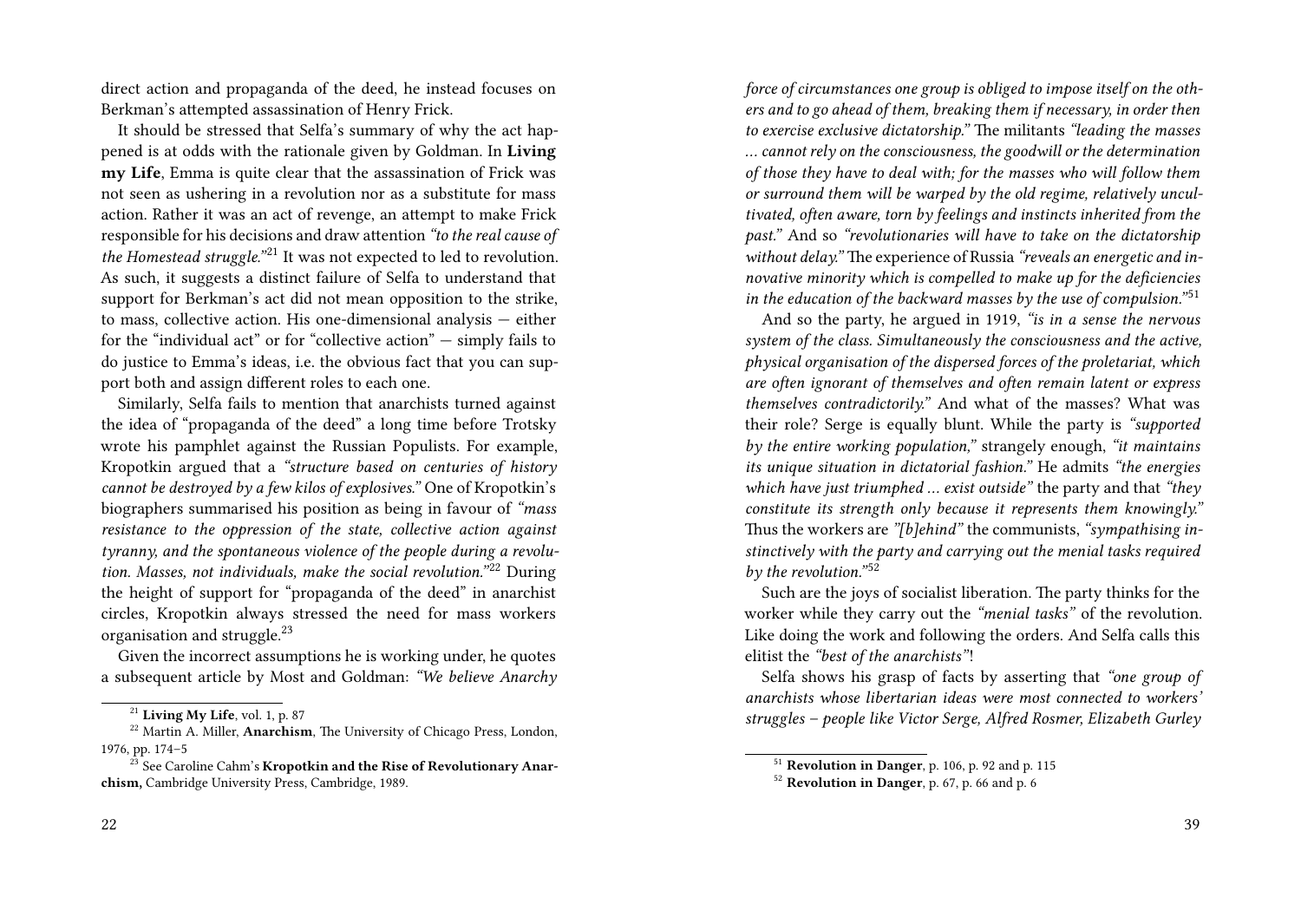direct action and propaganda of the deed, he instead focuses on Berkman's attempted assassination of Henry Frick.

It should be stressed that Selfa's summary of why the act happened is at odds with the rationale given by Goldman. In **Living my Life**, Emma is quite clear that the assassination of Frick was not seen as ushering in a revolution nor as a substitute for mass action. Rather it was an act of revenge, an attempt to make Frick responsible for his decisions and draw attention *"to the real cause of the Homestead struggle."*[21] It was not expected to led to revolution. As such, it suggests a distinct failure of Selfa to understand that support for Berkman's act did not mean opposition to the strike, to mass, collective action. His one-dimensional analysis — either for the "individual act" or for "collective action" — simply fails to do justice to Emma's ideas, i.e. the obvious fact that you can support both and assign different roles to each one.

Similarly, Selfa fails to mention that anarchists turned against the idea of "propaganda of the deed" a long time before Trotsky wrote his pamphlet against the Russian Populists. For example, Kropotkin argued that a *"structure based on centuries of history cannot be destroyed by a few kilos of explosives."* One of Kropotkin's biographers summarised his position as being in favour of *"mass resistance to the oppression of the state, collective action against tyranny, and the spontaneous violence of the people during a revolution. Masses, not individuals, make the social revolution."*[22] During the height of support for "propaganda of the deed" in anarchist circles, Kropotkin always stressed the need for mass workers organisation and struggle.[23]

Given the incorrect assumptions he is working under, he quotes a subsequent article by Most and Goldman: *"We believe Anarchy*

[21] **Living My Life**, vol. 1, p. 87

[22] Martin A. Miller, **Anarchism**, The University of Chicago Press, London, 1976, pp. 174–5

[23] See Caroline Cahm's **Kropotkin and the Rise of Revolutionary Anarchism,** Cambridge University Press, Cambridge, 1989.

*force of circumstances one group is obliged to impose itself on the others and to go ahead of them, breaking them if necessary, in order then to exercise exclusive dictatorship."* The militants *"leading the masses … cannot rely on the consciousness, the goodwill or the determination of those they have to deal with; for the masses who will follow them or surround them will be warped by the old regime, relatively uncultivated, often aware, torn by feelings and instincts inherited from the past."* And so *"revolutionaries will have to take on the dictatorship without delay."* The experience of Russia *"reveals an energetic and innovative minority which is compelled to make up for the deficiencies in the education of the backward masses by the use of compulsion."*[51]

And so the party, he argued in 1919, *"is in a sense the nervous system of the class. Simultaneously the consciousness and the active, physical organisation of the dispersed forces of the proletariat, which are often ignorant of themselves and often remain latent or express themselves contradictorily."* And what of the masses? What was their role? Serge is equally blunt. While the party is *"supported by the entire working population,"* strangely enough, *"it maintains its unique situation in dictatorial fashion."* He admits *"the energies which have just triumphed … exist outside"* the party and that *"they constitute its strength only because it represents them knowingly."* Thus the workers are *"[b]ehind"* the communists, *"sympathising instinctively with the party and carrying out the menial tasks required by the revolution."*[52]

Such are the joys of socialist liberation. The party thinks for the worker while they carry out the *"menial tasks"* of the revolution. Like doing the work and following the orders. And Selfa calls this elitist the *"best of the anarchists"*!

Selfa shows his grasp of facts by asserting that *"one group of anarchists whose libertarian ideas were most connected to workers' struggles – people like Victor Serge, Alfred Rosmer, Elizabeth Gurley*

[51] **Revolution in Danger**, p. 106, p. 92 and p. 115

[52] **Revolution in Danger**, p. 67, p. 66 and p. 6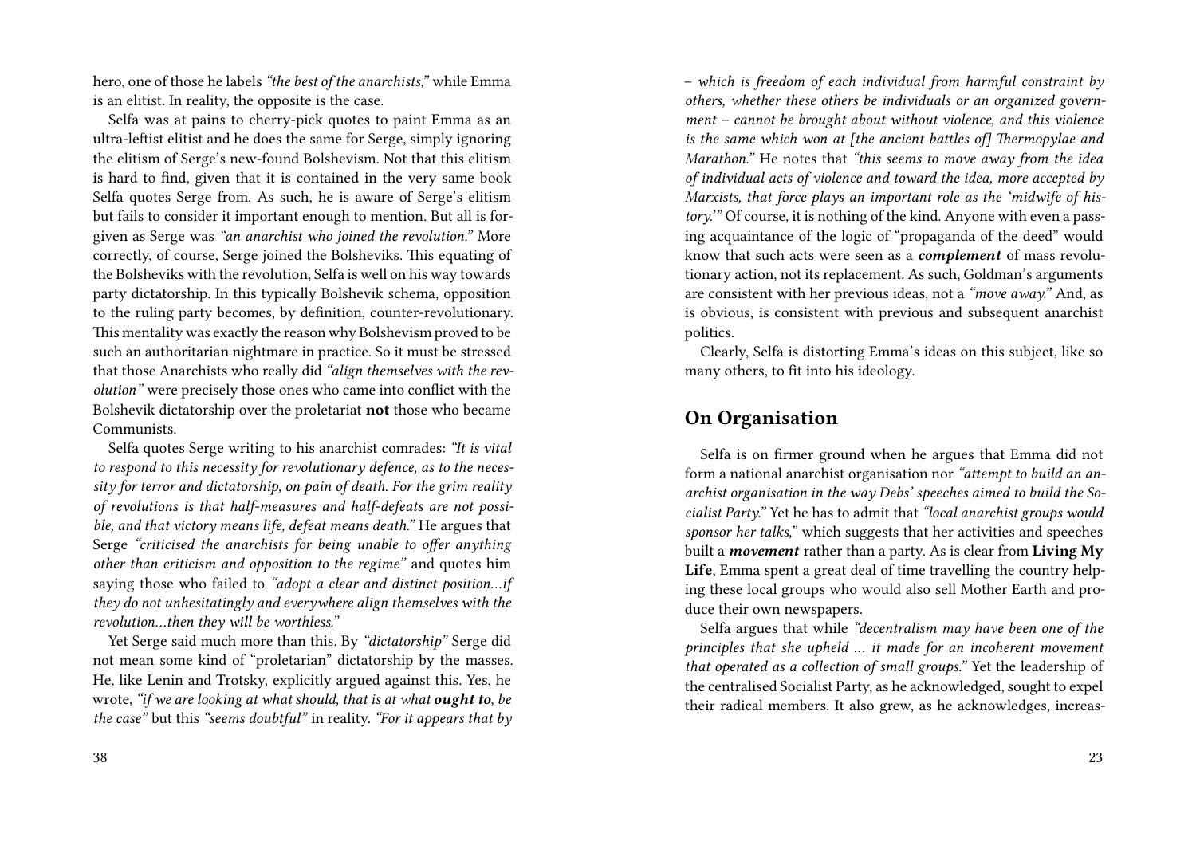hero, one of those he labels *"the best of the anarchists,"* while Emma is an elitist. In reality, the opposite is the case.

Selfa was at pains to cherry-pick quotes to paint Emma as an ultra-leftist elitist and he does the same for Serge, simply ignoring the elitism of Serge's new-found Bolshevism. Not that this elitism is hard to find, given that it is contained in the very same book Selfa quotes Serge from. As such, he is aware of Serge's elitism but fails to consider it important enough to mention. But all is forgiven as Serge was *"an anarchist who joined the revolution."* More correctly, of course, Serge joined the Bolsheviks. This equating of the Bolsheviks with the revolution, Selfa is well on his way towards party dictatorship. In this typically Bolshevik schema, opposition to the ruling party becomes, by definition, counter-revolutionary. This mentality was exactly the reason why Bolshevism proved to be such an authoritarian nightmare in practice. So it must be stressed that those Anarchists who really did *"align themselves with the revolution"* were precisely those ones who came into conflict with the Bolshevik dictatorship over the proletariat **not** those who became Communists.

Selfa quotes Serge writing to his anarchist comrades: *"It is vital to respond to this necessity for revolutionary defence, as to the necessity for terror and dictatorship, on pain of death. For the grim reality of revolutions is that half-measures and half-defeats are not possible, and that victory means life, defeat means death."* He argues that Serge *"criticised the anarchists for being unable to offer anything other than criticism and opposition to the regime"* and quotes him saying those who failed to *"adopt a clear and distinct position…if they do not unhesitatingly and everywhere align themselves with the revolution…then they will be worthless."*

Yet Serge said much more than this. By *"dictatorship"* Serge did not mean some kind of "proletarian" dictatorship by the masses. He, like Lenin and Trotsky, explicitly argued against this. Yes, he wrote, *"if we are looking at what should, that is at what **ought to**, be the case"* but this *"seems doubtful"* in reality. *"For it appears that by*

*– which is freedom of each individual from harmful constraint by others, whether these others be individuals or an organized government – cannot be brought about without violence, and this violence is the same which won at [the ancient battles of] Thermopylae and Marathon."* He notes that *"this seems to move away from the idea of individual acts of violence and toward the idea, more accepted by Marxists, that force plays an important role as the 'midwife of history.'"* Of course, it is nothing of the kind. Anyone with even a passing acquaintance of the logic of "propaganda of the deed" would know that such acts were seen as a ***complement*** of mass revolutionary action, not its replacement. As such, Goldman's arguments are consistent with her previous ideas, not a *"move away."* And, as is obvious, is consistent with previous and subsequent anarchist politics.

Clearly, Selfa is distorting Emma's ideas on this subject, like so many others, to fit into his ideology.

## On Organisation

Selfa is on firmer ground when he argues that Emma did not form a national anarchist organisation nor *"attempt to build an anarchist organisation in the way Debs' speeches aimed to build the Socialist Party."* Yet he has to admit that *"local anarchist groups would sponsor her talks,"* which suggests that her activities and speeches built a ***movement*** rather than a party. As is clear from **Living My Life**, Emma spent a great deal of time travelling the country helping these local groups who would also sell Mother Earth and produce their own newspapers.

Selfa argues that while *"decentralism may have been one of the principles that she upheld … it made for an incoherent movement that operated as a collection of small groups."* Yet the leadership of the centralised Socialist Party, as he acknowledged, sought to expel their radical members. It also grew, as he acknowledges, increas-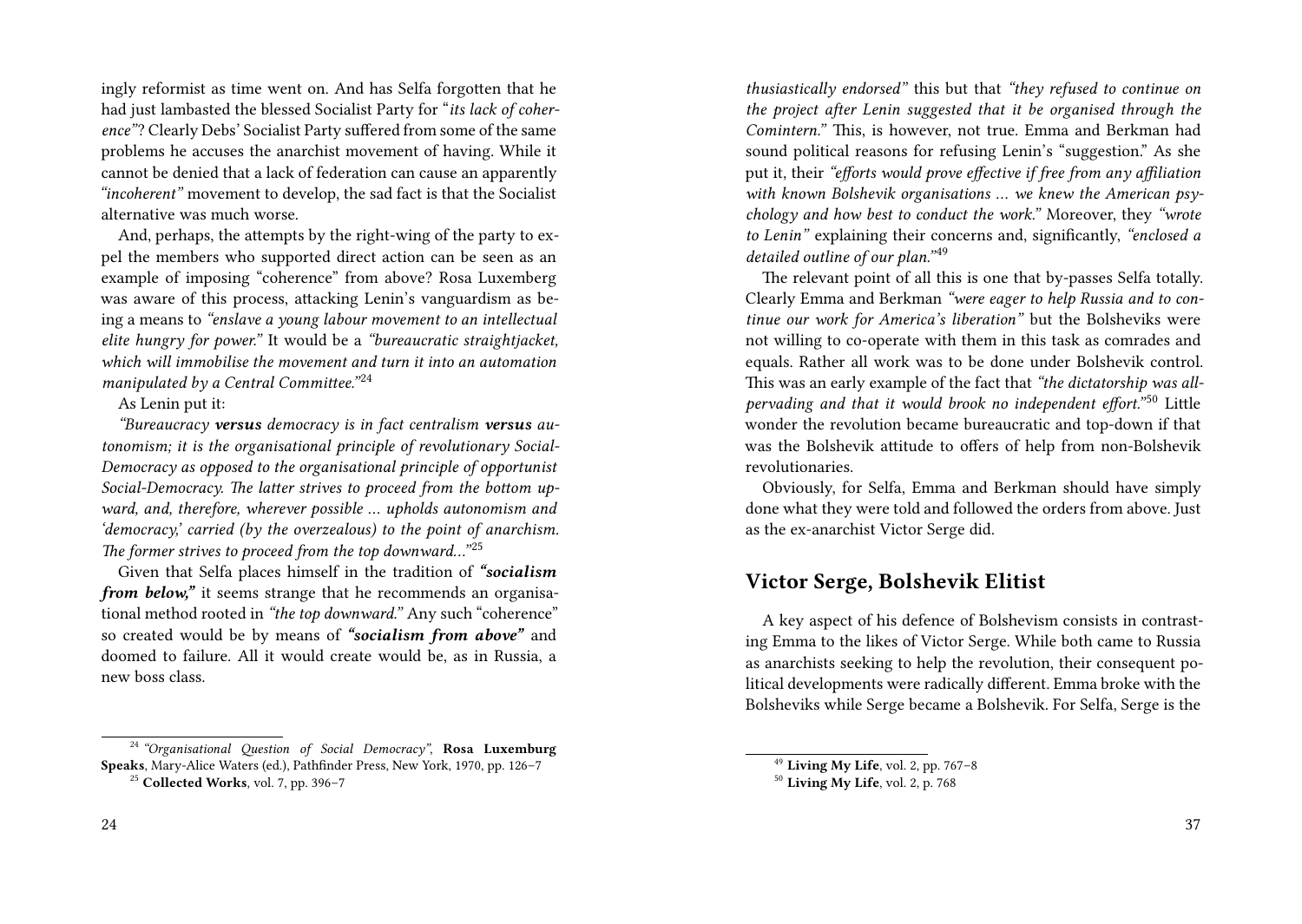ingly reformist as time went on. And has Selfa forgotten that he had just lambasted the blessed Socialist Party for "*its lack of coherence*"? Clearly Debs' Socialist Party suffered from some of the same problems he accuses the anarchist movement of having. While it cannot be denied that a lack of federation can cause an apparently *"incoherent"* movement to develop, the sad fact is that the Socialist alternative was much worse.

And, perhaps, the attempts by the right-wing of the party to expel the members who supported direct action can be seen as an example of imposing "coherence" from above? Rosa Luxemberg was aware of this process, attacking Lenin's vanguardism as being a means to *"enslave a young labour movement to an intellectual elite hungry for power."* It would be a *"bureaucratic straightjacket, which will immobilise the movement and turn it into an automation manipulated by a Central Committee."*[24]

As Lenin put it:

*"Bureaucracy **versus** democracy is in fact centralism **versus** autonomism; it is the organisational principle of revolutionary Social-Democracy as opposed to the organisational principle of opportunist Social-Democracy. The latter strives to proceed from the bottom upward, and, therefore, wherever possible … upholds autonomism and 'democracy,' carried (by the overzealous) to the point of anarchism. The former strives to proceed from the top downward…"*[25]

Given that Selfa places himself in the tradition of ***"socialism from below,"*** it seems strange that he recommends an organisational method rooted in *"the top downward."* Any such "coherence" so created would be by means of ***"socialism from above"*** and doomed to failure. All it would create would be, as in Russia, a new boss class.

[24] *"Organisational Question of Social Democracy"*, **Rosa Luxemburg Speaks**, Mary-Alice Waters (ed.), Pathfinder Press, New York, 1970, pp. 126–7

[25] **Collected Works**, vol. 7, pp. 396–7

*thusiastically endorsed"* this but that *"they refused to continue on the project after Lenin suggested that it be organised through the Comintern."* This, is however, not true. Emma and Berkman had sound political reasons for refusing Lenin's "suggestion." As she put it, their *"efforts would prove effective if free from any affiliation with known Bolshevik organisations … we knew the American psychology and how best to conduct the work."* Moreover, they *"wrote to Lenin"* explaining their concerns and, significantly, *"enclosed a detailed outline of our plan."*[49]

The relevant point of all this is one that by-passes Selfa totally. Clearly Emma and Berkman *"were eager to help Russia and to continue our work for America's liberation"* but the Bolsheviks were not willing to co-operate with them in this task as comrades and equals. Rather all work was to be done under Bolshevik control. This was an early example of the fact that *"the dictatorship was all-pervading and that it would brook no independent effort."*[50] Little wonder the revolution became bureaucratic and top-down if that was the Bolshevik attitude to offers of help from non-Bolshevik revolutionaries.

Obviously, for Selfa, Emma and Berkman should have simply done what they were told and followed the orders from above. Just as the ex-anarchist Victor Serge did.

## Victor Serge, Bolshevik Elitist

A key aspect of his defence of Bolshevism consists in contrasting Emma to the likes of Victor Serge. While both came to Russia as anarchists seeking to help the revolution, their consequent political developments were radically different. Emma broke with the Bolsheviks while Serge became a Bolshevik. For Selfa, Serge is the

[49] **Living My Life**, vol. 2, pp. 767–8

[50] **Living My Life**, vol. 2, p. 768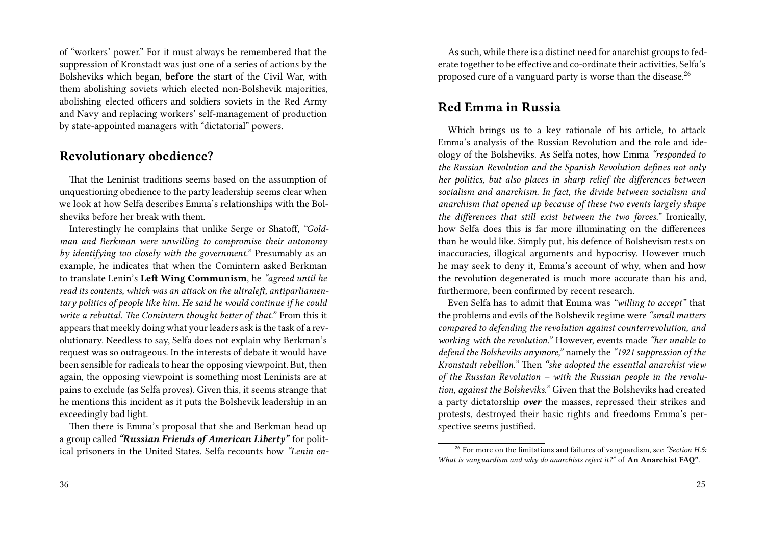of "workers' power." For it must always be remembered that the suppression of Kronstadt was just one of a series of actions by the Bolsheviks which began, **before** the start of the Civil War, with them abolishing soviets which elected non-Bolshevik majorities, abolishing elected officers and soldiers soviets in the Red Army and Navy and replacing workers' self-management of production by state-appointed managers with "dictatorial" powers.

## Revolutionary obedience?

That the Leninist traditions seems based on the assumption of unquestioning obedience to the party leadership seems clear when we look at how Selfa describes Emma's relationships with the Bolsheviks before her break with them.

Interestingly he complains that unlike Serge or Shatoff, *"Goldman and Berkman were unwilling to compromise their autonomy by identifying too closely with the government."* Presumably as an example, he indicates that when the Comintern asked Berkman to translate Lenin's **Left Wing Communism**, he *"agreed until he read its contents, which was an attack on the ultraleft, antiparliamentary politics of people like him. He said he would continue if he could write a rebuttal. The Comintern thought better of that."* From this it appears that meekly doing what your leaders ask is the task of a revolutionary. Needless to say, Selfa does not explain why Berkman's request was so outrageous. In the interests of debate it would have been sensible for radicals to hear the opposing viewpoint. But, then again, the opposing viewpoint is something most Leninists are at pains to exclude (as Selfa proves). Given this, it seems strange that he mentions this incident as it puts the Bolshevik leadership in an exceedingly bad light.

Then there is Emma's proposal that she and Berkman head up a group called ***"Russian Friends of American Liberty"*** for political prisoners in the United States. Selfa recounts how *"Lenin en-*

As such, while there is a distinct need for anarchist groups to federate together to be effective and co-ordinate their activities, Selfa's proposed cure of a vanguard party is worse than the disease.[26]

## Red Emma in Russia

Which brings us to a key rationale of his article, to attack Emma's analysis of the Russian Revolution and the role and ideology of the Bolsheviks. As Selfa notes, how Emma *"responded to the Russian Revolution and the Spanish Revolution defines not only her politics, but also places in sharp relief the differences between socialism and anarchism. In fact, the divide between socialism and anarchism that opened up because of these two events largely shape the differences that still exist between the two forces."* Ironically, how Selfa does this is far more illuminating on the differences than he would like. Simply put, his defence of Bolshevism rests on inaccuracies, illogical arguments and hypocrisy. However much he may seek to deny it, Emma's account of why, when and how the revolution degenerated is much more accurate than his and, furthermore, been confirmed by recent research.

Even Selfa has to admit that Emma was *"willing to accept"* that the problems and evils of the Bolshevik regime were *"small matters compared to defending the revolution against counterrevolution, and working with the revolution."* However, events made *"her unable to defend the Bolsheviks anymore,"* namely the *"1921 suppression of the Kronstadt rebellion."* Then *"she adopted the essential anarchist view of the Russian Revolution – with the Russian people in the revolution, against the Bolsheviks."* Given that the Bolsheviks had created a party dictatorship ***over*** the masses, repressed their strikes and protests, destroyed their basic rights and freedoms Emma's perspective seems justified.

[26] For more on the limitations and failures of vanguardism, see *"Section H.5: What is vanguardism and why do anarchists reject it?"* of **An Anarchist FAQ"**.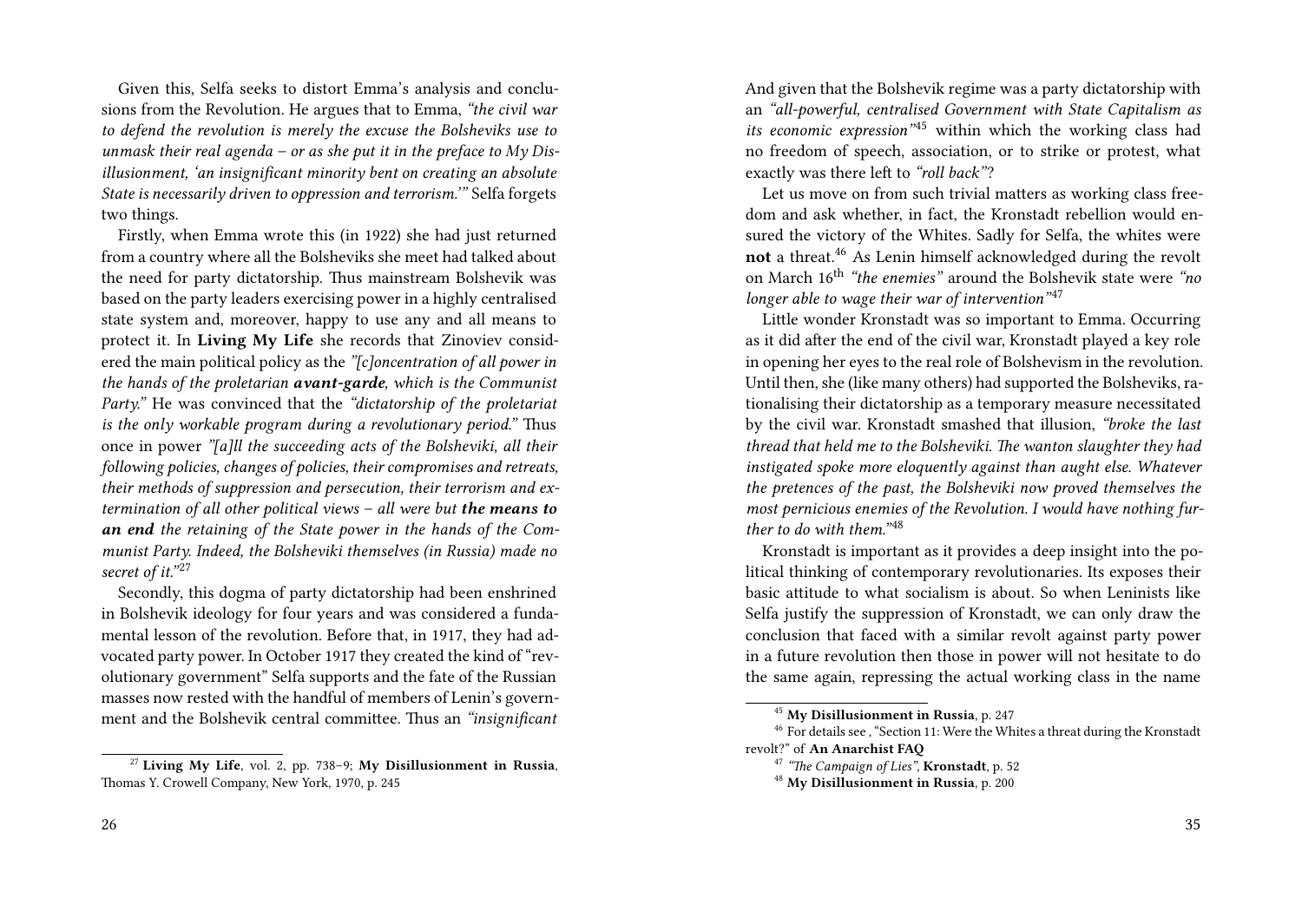Given this, Selfa seeks to distort Emma's analysis and conclusions from the Revolution. He argues that to Emma, *"the civil war to defend the revolution is merely the excuse the Bolsheviks use to unmask their real agenda – or as she put it in the preface to My Disillusionment, 'an insignificant minority bent on creating an absolute State is necessarily driven to oppression and terrorism.'"* Selfa forgets two things.

Firstly, when Emma wrote this (in 1922) she had just returned from a country where all the Bolsheviks she meet had talked about the need for party dictatorship. Thus mainstream Bolshevik was based on the party leaders exercising power in a highly centralised state system and, moreover, happy to use any and all means to protect it. In **Living My Life** she records that Zinoviev considered the main political policy as the *"[c]oncentration of all power in the hands of the proletarian **avant-garde**, which is the Communist Party."* He was convinced that the *"dictatorship of the proletariat is the only workable program during a revolutionary period."* Thus once in power *"[a]ll the succeeding acts of the Bolsheviki, all their following policies, changes of policies, their compromises and retreats, their methods of suppression and persecution, their terrorism and extermination of all other political views – all were but **the means to an end** the retaining of the State power in the hands of the Communist Party. Indeed, the Bolsheviki themselves (in Russia) made no secret of it."*[27]

Secondly, this dogma of party dictatorship had been enshrined in Bolshevik ideology for four years and was considered a fundamental lesson of the revolution. Before that, in 1917, they had advocated party power. In October 1917 they created the kind of "revolutionary government" Selfa supports and the fate of the Russian masses now rested with the handful of members of Lenin's government and the Bolshevik central committee. Thus an *"insignificant*

[27] **Living My Life**, vol. 2, pp. 738–9; **My Disillusionment in Russia**, Thomas Y. Crowell Company, New York, 1970, p. 245

And given that the Bolshevik regime was a party dictatorship with an *"all-powerful, centralised Government with State Capitalism as its economic expression"*[45] within which the working class had no freedom of speech, association, or to strike or protest, what exactly was there left to *"roll back"*?

Let us move on from such trivial matters as working class freedom and ask whether, in fact, the Kronstadt rebellion would ensured the victory of the Whites. Sadly for Selfa, the whites were **not** a threat.[46] As Lenin himself acknowledged during the revolt on March 16th *"the enemies"* around the Bolshevik state were *"no longer able to wage their war of intervention"*[47]

Little wonder Kronstadt was so important to Emma. Occurring as it did after the end of the civil war, Kronstadt played a key role in opening her eyes to the real role of Bolshevism in the revolution. Until then, she (like many others) had supported the Bolsheviks, rationalising their dictatorship as a temporary measure necessitated by the civil war. Kronstadt smashed that illusion, *"broke the last thread that held me to the Bolsheviki. The wanton slaughter they had instigated spoke more eloquently against than aught else. Whatever the pretences of the past, the Bolsheviki now proved themselves the most pernicious enemies of the Revolution. I would have nothing further to do with them."*[48]

Kronstadt is important as it provides a deep insight into the political thinking of contemporary revolutionaries. Its exposes their basic attitude to what socialism is about. So when Leninists like Selfa justify the suppression of Kronstadt, we can only draw the conclusion that faced with a similar revolt against party power in a future revolution then those in power will not hesitate to do the same again, repressing the actual working class in the name

[45] **My Disillusionment in Russia**, p. 247

[46] For details see , "Section 11: Were the Whites a threat during the Kronstadt revolt?" of **An Anarchist FAQ**

[47] *"The Campaign of Lies"*, **Kronstadt**, p. 52

[48] **My Disillusionment in Russia**, p. 200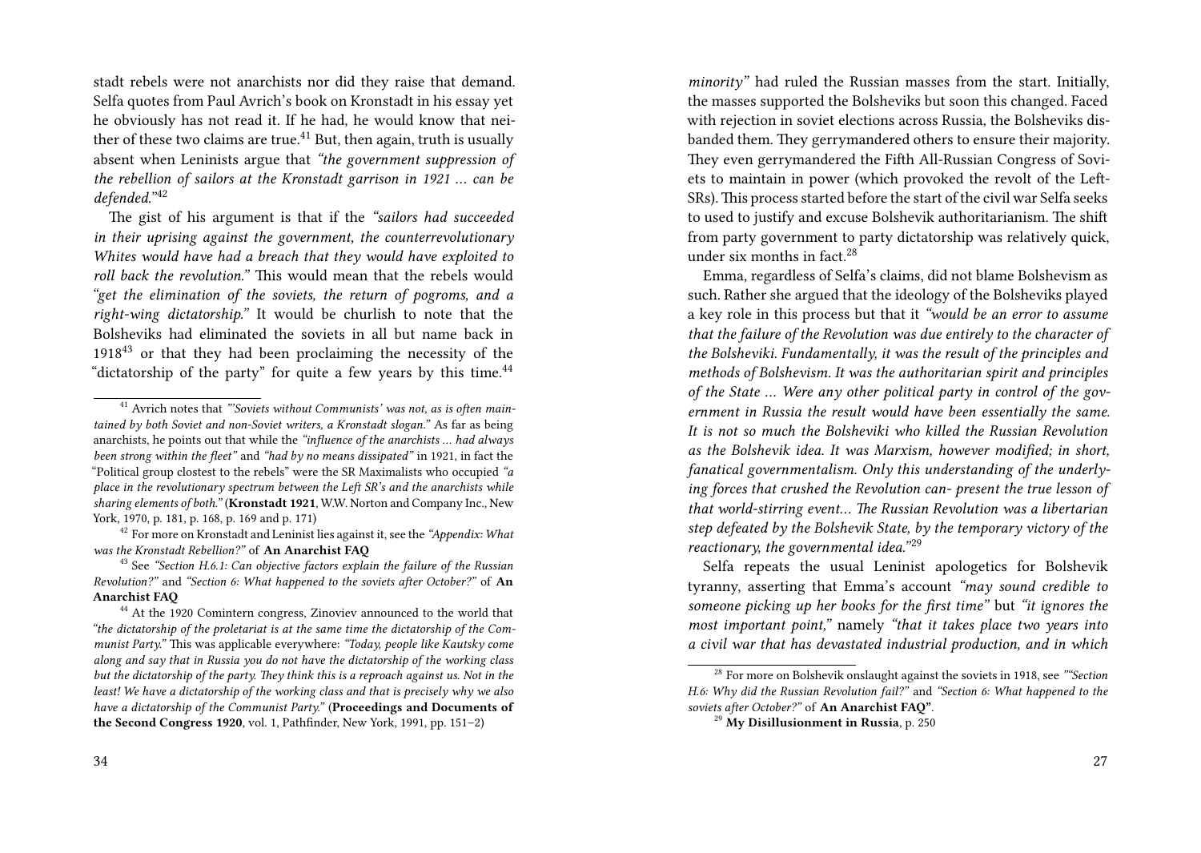stadt rebels were not anarchists nor did they raise that demand. Selfa quotes from Paul Avrich's book on Kronstadt in his essay yet he obviously has not read it. If he had, he would know that neither of these two claims are true.[41] But, then again, truth is usually absent when Leninists argue that *"the government suppression of the rebellion of sailors at the Kronstadt garrison in 1921 … can be defended."*[42]

The gist of his argument is that if the *"sailors had succeeded in their uprising against the government, the counterrevolutionary Whites would have had a breach that they would have exploited to roll back the revolution."* This would mean that the rebels would *"get the elimination of the soviets, the return of pogroms, and a right-wing dictatorship."* It would be churlish to note that the Bolsheviks had eliminated the soviets in all but name back in 1918[43] or that they had been proclaiming the necessity of the "dictatorship of the party" for quite a few years by this time.[44]

[41] Avrich notes that *"'Soviets without Communists' was not, as is often maintained by both Soviet and non-Soviet writers, a Kronstadt slogan."* As far as being anarchists, he points out that while the *"influence of the anarchists … had always been strong within the fleet"* and *"had by no means dissipated"* in 1921, in fact the "Political group clostest to the rebels" were the SR Maximalists who occupied *"a place in the revolutionary spectrum between the Left SR's and the anarchists while sharing elements of both."* (**Kronstadt 1921**, W.W. Norton and Company Inc., New York, 1970, p. 181, p. 168, p. 169 and p. 171)

[42] For more on Kronstadt and Leninist lies against it, see the *"Appendix: What was the Kronstadt Rebellion?"* of **An Anarchist FAQ**

[43] See *"Section H.6.1: Can objective factors explain the failure of the Russian Revolution?"* and *"Section 6: What happened to the soviets after October?"* of **An Anarchist FAQ**

[44] At the 1920 Comintern congress, Zinoviev announced to the world that *"the dictatorship of the proletariat is at the same time the dictatorship of the Communist Party."* This was applicable everywhere: *"Today, people like Kautsky come along and say that in Russia you do not have the dictatorship of the working class but the dictatorship of the party. They think this is a reproach against us. Not in the least! We have a dictatorship of the working class and that is precisely why we also have a dictatorship of the Communist Party."* (**Proceedings and Documents of the Second Congress 1920**, vol. 1, Pathfinder, New York, 1991, pp. 151–2)

*minority"* had ruled the Russian masses from the start. Initially, the masses supported the Bolsheviks but soon this changed. Faced with rejection in soviet elections across Russia, the Bolsheviks disbanded them. They gerrymandered others to ensure their majority. They even gerrymandered the Fifth All-Russian Congress of Soviets to maintain in power (which provoked the revolt of the Left-SRs). This process started before the start of the civil war Selfa seeks to used to justify and excuse Bolshevik authoritarianism. The shift from party government to party dictatorship was relatively quick, under six months in fact.[28]

Emma, regardless of Selfa's claims, did not blame Bolshevism as such. Rather she argued that the ideology of the Bolsheviks played a key role in this process but that it *"would be an error to assume that the failure of the Revolution was due entirely to the character of the Bolsheviki. Fundamentally, it was the result of the principles and methods of Bolshevism. It was the authoritarian spirit and principles of the State … Were any other political party in control of the government in Russia the result would have been essentially the same. It is not so much the Bolsheviki who killed the Russian Revolution as the Bolshevik idea. It was Marxism, however modified; in short, fanatical governmentalism. Only this understanding of the underlying forces that crushed the Revolution can- present the true lesson of that world-stirring event… The Russian Revolution was a libertarian step defeated by the Bolshevik State, by the temporary victory of the reactionary, the governmental idea."*[29]

Selfa repeats the usual Leninist apologetics for Bolshevik tyranny, asserting that Emma's account *"may sound credible to someone picking up her books for the first time"* but *"it ignores the most important point,"* namely *"that it takes place two years into a civil war that has devastated industrial production, and in which*

[28] For more on Bolshevik onslaught against the soviets in 1918, see *""Section H.6: Why did the Russian Revolution fail?"* and *"Section 6: What happened to the soviets after October?"* of **An Anarchist FAQ"**.

[29] **My Disillusionment in Russia**, p. 250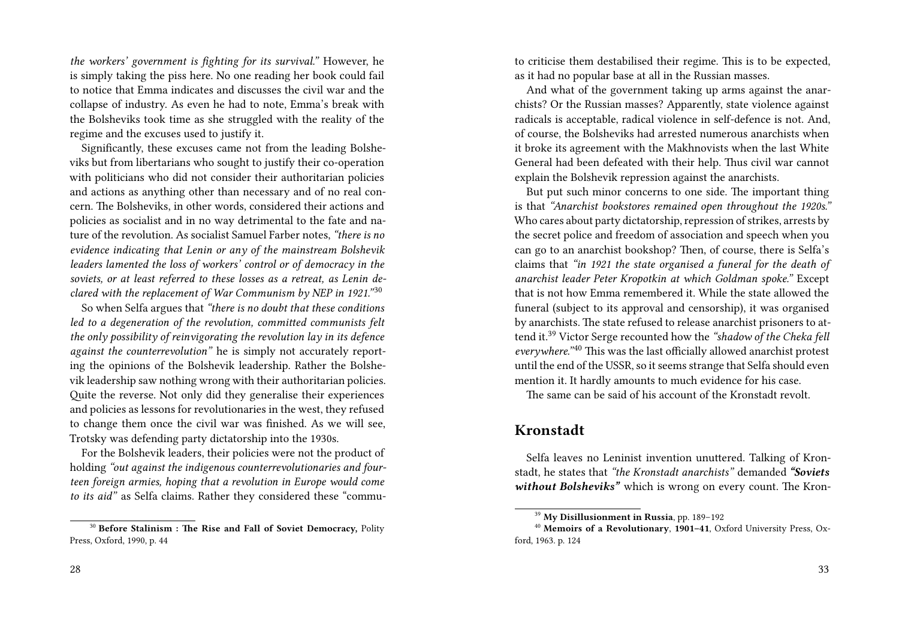*the workers' government is fighting for its survival."* However, he is simply taking the piss here. No one reading her book could fail to notice that Emma indicates and discusses the civil war and the collapse of industry. As even he had to note, Emma's break with the Bolsheviks took time as she struggled with the reality of the regime and the excuses used to justify it.

Significantly, these excuses came not from the leading Bolsheviks but from libertarians who sought to justify their co-operation with politicians who did not consider their authoritarian policies and actions as anything other than necessary and of no real concern. The Bolsheviks, in other words, considered their actions and policies as socialist and in no way detrimental to the fate and nature of the revolution. As socialist Samuel Farber notes, *"there is no evidence indicating that Lenin or any of the mainstream Bolshevik leaders lamented the loss of workers' control or of democracy in the soviets, or at least referred to these losses as a retreat, as Lenin declared with the replacement of War Communism by NEP in 1921."*[30]

So when Selfa argues that *"there is no doubt that these conditions led to a degeneration of the revolution, committed communists felt the only possibility of reinvigorating the revolution lay in its defence against the counterrevolution"* he is simply not accurately reporting the opinions of the Bolshevik leadership. Rather the Bolshevik leadership saw nothing wrong with their authoritarian policies. Quite the reverse. Not only did they generalise their experiences and policies as lessons for revolutionaries in the west, they refused to change them once the civil war was finished. As we will see, Trotsky was defending party dictatorship into the 1930s.

For the Bolshevik leaders, their policies were not the product of holding *"out against the indigenous counterrevolutionaries and fourteen foreign armies, hoping that a revolution in Europe would come to its aid"* as Selfa claims. Rather they considered these "commu-

[30] **Before Stalinism : The Rise and Fall of Soviet Democracy,** Polity Press, Oxford, 1990, p. 44

to criticise them destabilised their regime. This is to be expected, as it had no popular base at all in the Russian masses.

And what of the government taking up arms against the anarchists? Or the Russian masses? Apparently, state violence against radicals is acceptable, radical violence in self-defence is not. And, of course, the Bolsheviks had arrested numerous anarchists when it broke its agreement with the Makhnovists when the last White General had been defeated with their help. Thus civil war cannot explain the Bolshevik repression against the anarchists.

But put such minor concerns to one side. The important thing is that *"Anarchist bookstores remained open throughout the 1920s."* Who cares about party dictatorship, repression of strikes, arrests by the secret police and freedom of association and speech when you can go to an anarchist bookshop? Then, of course, there is Selfa's claims that *"in 1921 the state organised a funeral for the death of anarchist leader Peter Kropotkin at which Goldman spoke."* Except that is not how Emma remembered it. While the state allowed the funeral (subject to its approval and censorship), it was organised by anarchists. The state refused to release anarchist prisoners to attend it.[39] Victor Serge recounted how the *"shadow of the Cheka fell everywhere."*[40] This was the last officially allowed anarchist protest until the end of the USSR, so it seems strange that Selfa should even mention it. It hardly amounts to much evidence for his case.

The same can be said of his account of the Kronstadt revolt.

## Kronstadt

Selfa leaves no Leninist invention unuttered. Talking of Kronstadt, he states that *"the Kronstadt anarchists"* demanded ***"Soviets without Bolsheviks"*** which is wrong on every count. The Kron-

[39] **My Disillusionment in Russia**, pp. 189–192

[40] **Memoirs of a Revolutionary**, **1901–41**, Oxford University Press, Oxford, 1963. p. 124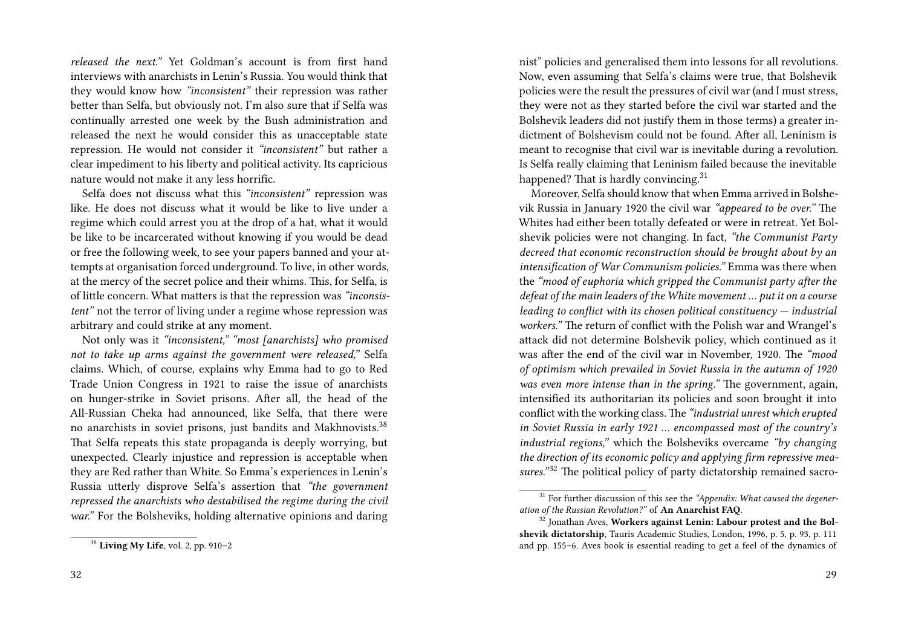*released the next."* Yet Goldman's account is from first hand interviews with anarchists in Lenin's Russia. You would think that they would know how *"inconsistent"* their repression was rather better than Selfa, but obviously not. I'm also sure that if Selfa was continually arrested one week by the Bush administration and released the next he would consider this as unacceptable state repression. He would not consider it *"inconsistent"* but rather a clear impediment to his liberty and political activity. Its capricious nature would not make it any less horrific.

Selfa does not discuss what this *"inconsistent"* repression was like. He does not discuss what it would be like to live under a regime which could arrest you at the drop of a hat, what it would be like to be incarcerated without knowing if you would be dead or free the following week, to see your papers banned and your attempts at organisation forced underground. To live, in other words, at the mercy of the secret police and their whims. This, for Selfa, is of little concern. What matters is that the repression was *"inconsistent"* not the terror of living under a regime whose repression was arbitrary and could strike at any moment.

Not only was it *"inconsistent," "most [anarchists] who promised not to take up arms against the government were released,"* Selfa claims. Which, of course, explains why Emma had to go to Red Trade Union Congress in 1921 to raise the issue of anarchists on hunger-strike in Soviet prisons. After all, the head of the All-Russian Cheka had announced, like Selfa, that there were no anarchists in soviet prisons, just bandits and Makhnovists.[38] That Selfa repeats this state propaganda is deeply worrying, but unexpected. Clearly injustice and repression is acceptable when they are Red rather than White. So Emma's experiences in Lenin's Russia utterly disprove Selfa's assertion that *"the government repressed the anarchists who destabilised the regime during the civil war."* For the Bolsheviks, holding alternative opinions and daring

[38] **Living My Life**, vol. 2, pp. 910–2

nist" policies and generalised them into lessons for all revolutions. Now, even assuming that Selfa's claims were true, that Bolshevik policies were the result the pressures of civil war (and I must stress, they were not as they started before the civil war started and the Bolshevik leaders did not justify them in those terms) a greater indictment of Bolshevism could not be found. After all, Leninism is meant to recognise that civil war is inevitable during a revolution. Is Selfa really claiming that Leninism failed because the inevitable happened? That is hardly convincing.[31]

Moreover, Selfa should know that when Emma arrived in Bolshevik Russia in January 1920 the civil war *"appeared to be over."* The Whites had either been totally defeated or were in retreat. Yet Bolshevik policies were not changing. In fact, *"the Communist Party decreed that economic reconstruction should be brought about by an intensification of War Communism policies."* Emma was there when the *"mood of euphoria which gripped the Communist party after the defeat of the main leaders of the White movement … put it on a course leading to conflict with its chosen political constituency — industrial workers."* The return of conflict with the Polish war and Wrangel's attack did not determine Bolshevik policy, which continued as it was after the end of the civil war in November, 1920. The *"mood of optimism which prevailed in Soviet Russia in the autumn of 1920 was even more intense than in the spring."* The government, again, intensified its authoritarian its policies and soon brought it into conflict with the working class. The *"industrial unrest which erupted in Soviet Russia in early 1921 … encompassed most of the country's industrial regions,"* which the Bolsheviks overcame *"by changing the direction of its economic policy and applying firm repressive measures."*[32] The political policy of party dictatorship remained sacro-

[31] For further discussion of this see the *"Appendix: What caused the degeneration of the Russian Revolution?"* of **An Anarchist FAQ**.

[32] Jonathan Aves, **Workers against Lenin: Labour protest and the Bolshevik dictatorship**, Tauris Academic Studies, London, 1996, p. 5, p. 93, p. 111 and pp. 155–6. Aves book is essential reading to get a feel of the dynamics of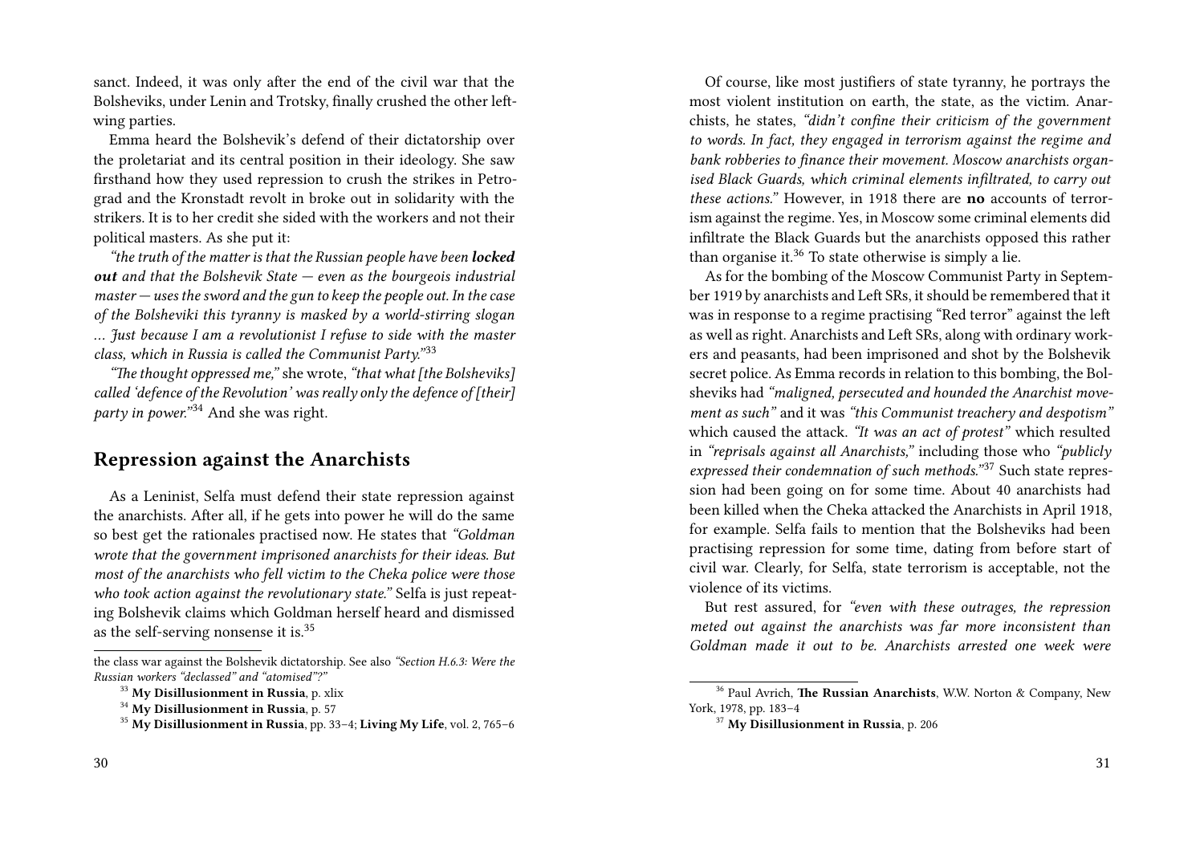sanct. Indeed, it was only after the end of the civil war that the Bolsheviks, under Lenin and Trotsky, finally crushed the other left-wing parties.

Emma heard the Bolshevik's defend of their dictatorship over the proletariat and its central position in their ideology. She saw firsthand how they used repression to crush the strikes in Petrograd and the Kronstadt revolt in broke out in solidarity with the strikers. It is to her credit she sided with the workers and not their political masters. As she put it:

*"the truth of the matter is that the Russian people have been* ***locked out*** *and that the Bolshevik State — even as the bourgeois industrial master — uses the sword and the gun to keep the people out. In the case of the Bolsheviki this tyranny is masked by a world-stirring slogan … Just because I am a revolutionist I refuse to side with the master class, which in Russia is called the Communist Party."*[33]

*"The thought oppressed me,"* she wrote, *"that what [the Bolsheviks] called 'defence of the Revolution' was really only the defence of [their] party in power."*[34] And she was right.

## Repression against the Anarchists

As a Leninist, Selfa must defend their state repression against the anarchists. After all, if he gets into power he will do the same so best get the rationales practised now. He states that *"Goldman wrote that the government imprisoned anarchists for their ideas. But most of the anarchists who fell victim to the Cheka police were those who took action against the revolutionary state."* Selfa is just repeating Bolshevik claims which Goldman herself heard and dismissed as the self-serving nonsense it is.[35]

Of course, like most justifiers of state tyranny, he portrays the most violent institution on earth, the state, as the victim. Anarchists, he states, *"didn't confine their criticism of the government to words. In fact, they engaged in terrorism against the regime and bank robberies to finance their movement. Moscow anarchists organised Black Guards, which criminal elements infiltrated, to carry out these actions."* However, in 1918 there are **no** accounts of terrorism against the regime. Yes, in Moscow some criminal elements did infiltrate the Black Guards but the anarchists opposed this rather than organise it.[36] To state otherwise is simply a lie.

As for the bombing of the Moscow Communist Party in September 1919 by anarchists and Left SRs, it should be remembered that it was in response to a regime practising "Red terror" against the left as well as right. Anarchists and Left SRs, along with ordinary workers and peasants, had been imprisoned and shot by the Bolshevik secret police. As Emma records in relation to this bombing, the Bolsheviks had *"maligned, persecuted and hounded the Anarchist movement as such"* and it was *"this Communist treachery and despotism"* which caused the attack. *"It was an act of protest"* which resulted in *"reprisals against all Anarchists,"* including those who *"publicly expressed their condemnation of such methods."*[37] Such state repression had been going on for some time. About 40 anarchists had been killed when the Cheka attacked the Anarchists in April 1918, for example. Selfa fails to mention that the Bolsheviks had been practising repression for some time, dating from before start of civil war. Clearly, for Selfa, state terrorism is acceptable, not the violence of its victims.

But rest assured, for *"even with these outrages, the repression meted out against the anarchists was far more inconsistent than Goldman made it out to be. Anarchists arrested one week were*

---

the class war against the Bolshevik dictatorship. See also *"Section H.6.3: Were the Russian workers "declassed" and "atomised"?"*

[33] **My Disillusionment in Russia**, p. xlix

[34] **My Disillusionment in Russia**, p. 57

[35] **My Disillusionment in Russia**, pp. 33–4; **Living My Life**, vol. 2, 765–6

[36] Paul Avrich, **The Russian Anarchists**, W.W. Norton & Company, New York, 1978, pp. 183–4

[37] **My Disillusionment in Russia**, p. 206